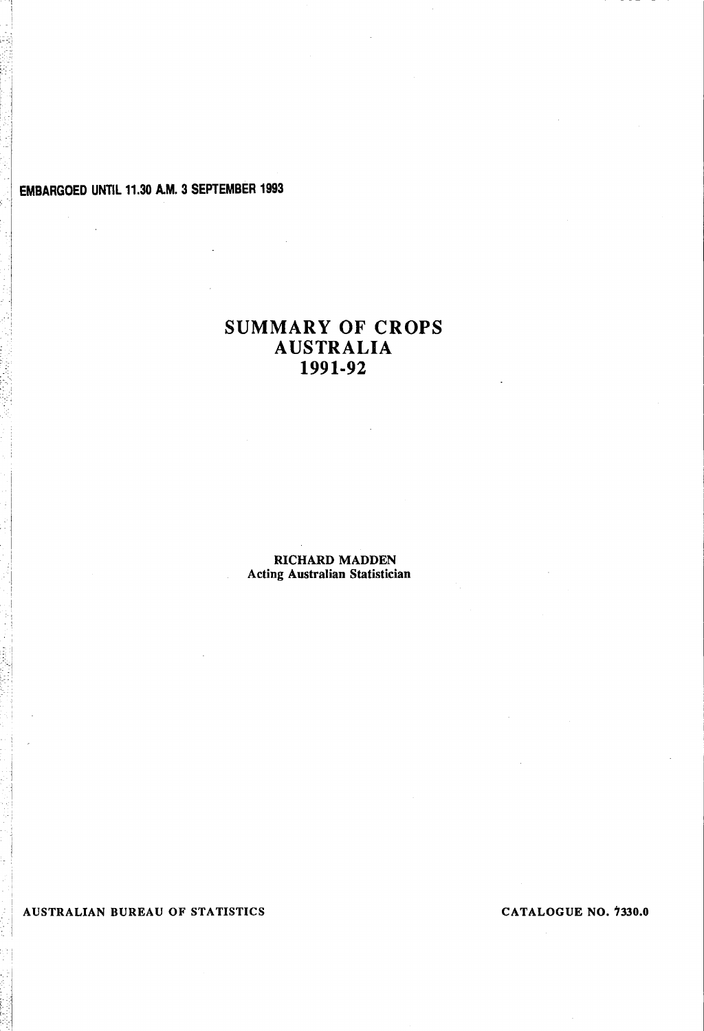**EMBARGOED UNTIL 11.30 A.M. 3 SEPTEMBER 1993**

# SUMMARY OF CROPS AUSTRALIA 1991-92

**RICHARD MADDEN**
**Acting Australian Statistician**

**AUSTRALIAN BUREAU OF STATISTICS**

**CATALOGUE NO. 7330.0**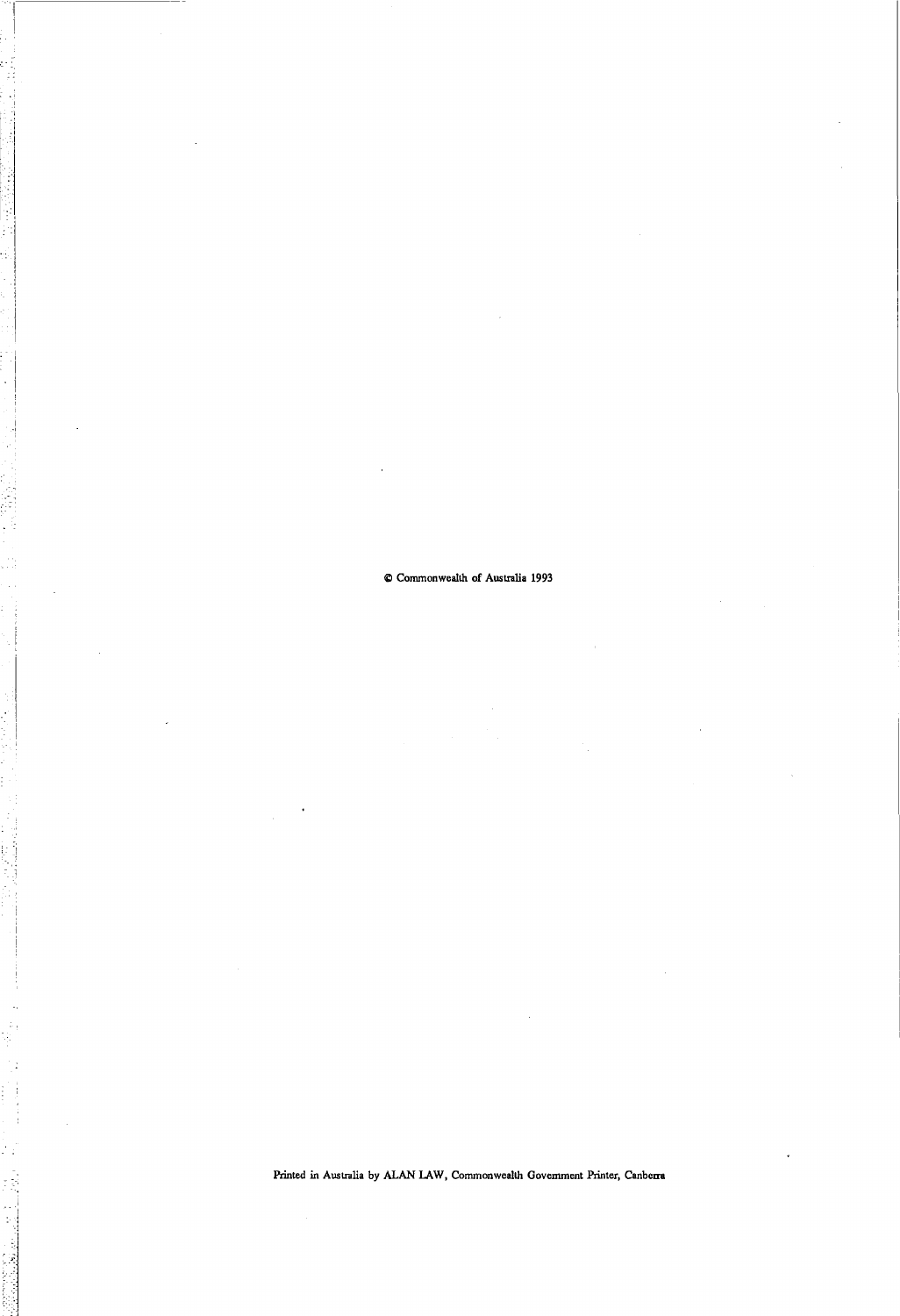© Commonwealth of Australia 1993

Printed in Australia by ALAN LAW, Commonwealth Government Printer, Canberra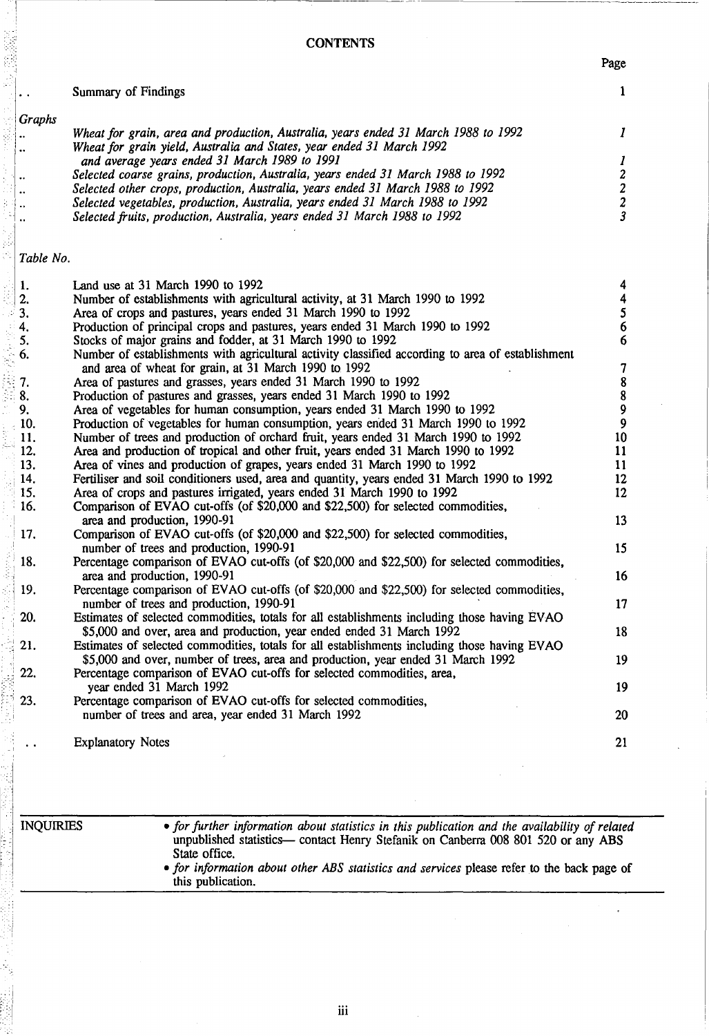# CONTENTS

| | | Page |
|---|---|---|
| .. | Summary of Findings | 1 |
| *Graphs* | | |
| .. | *Wheat for grain, area and production, Australia, years ended 31 March 1988 to 1992* | *1* |
| .. | *Wheat for grain yield, Australia and States, year ended 31 March 1992 and average years ended 31 March 1989 to 1991* | *1* |
| .. | *Selected coarse grains, production, Australia, years ended 31 March 1988 to 1992* | *2* |
| .. | *Selected other crops, production, Australia, years ended 31 March 1988 to 1992* | *2* |
| .. | *Selected vegetables, production, Australia, years ended 31 March 1988 to 1992* | *2* |
| .. | *Selected fruits, production, Australia, years ended 31 March 1988 to 1992* | *3* |
| *Table No.* | | |
| 1. | Land use at 31 March 1990 to 1992 | 4 |
| 2. | Number of establishments with agricultural activity, at 31 March 1990 to 1992 | 4 |
| 3. | Area of crops and pastures, years ended 31 March 1990 to 1992 | 5 |
| 4. | Production of principal crops and pastures, years ended 31 March 1990 to 1992 | 6 |
| 5. | Stocks of major grains and fodder, at 31 March 1990 to 1992 | 6 |
| 6. | Number of establishments with agricultural activity classified according to area of establishment and area of wheat for grain, at 31 March 1990 to 1992 | 7 |
| 7. | Area of pastures and grasses, years ended 31 March 1990 to 1992 | 8 |
| 8. | Production of pastures and grasses, years ended 31 March 1990 to 1992 | 8 |
| 9. | Area of vegetables for human consumption, years ended 31 March 1990 to 1992 | 9 |
| 10. | Production of vegetables for human consumption, years ended 31 March 1990 to 1992 | 9 |
| 11. | Number of trees and production of orchard fruit, years ended 31 March 1990 to 1992 | 10 |
| 12. | Area and production of tropical and other fruit, years ended 31 March 1990 to 1992 | 11 |
| 13. | Area of vines and production of grapes, years ended 31 March 1990 to 1992 | 11 |
| 14. | Fertiliser and soil conditioners used, area and quantity, years ended 31 March 1990 to 1992 | 12 |
| 15. | Area of crops and pastures irrigated, years ended 31 March 1990 to 1992 | 12 |
| 16. | Comparison of EVAO cut-offs (of $20,000 and $22,500) for selected commodities, area and production, 1990-91 | 13 |
| 17. | Comparison of EVAO cut-offs (of $20,000 and $22,500) for selected commodities, number of trees and production, 1990-91 | 15 |
| 18. | Percentage comparison of EVAO cut-offs (of $20,000 and $22,500) for selected commodities, area and production, 1990-91 | 16 |
| 19. | Percentage comparison of EVAO cut-offs (of $20,000 and $22,500) for selected commodities, number of trees and production, 1990-91 | 17 |
| 20. | Estimates of selected commodities, totals for all establishments including those having EVAO $5,000 and over, area and production, year ended ended 31 March 1992 | 18 |
| 21. | Estimates of selected commodities, totals for all establishments including those having EVAO $5,000 and over, number of trees, area and production, year ended 31 March 1992 | 19 |
| 22. | Percentage comparison of EVAO cut-offs for selected commodities, area, year ended 31 March 1992 | 19 |
| 23. | Percentage comparison of EVAO cut-offs for selected commodities, number of trees and area, year ended 31 March 1992 | 20 |
| .. | Explanatory Notes | 21 |

INQUIRIES

- *for further information about statistics in this publication and the availability of related* unpublished statistics— contact Henry Stefanik on Canberra 008 801 520 or any ABS State office.
- *for information about other ABS statistics and services* please refer to the back page of this publication.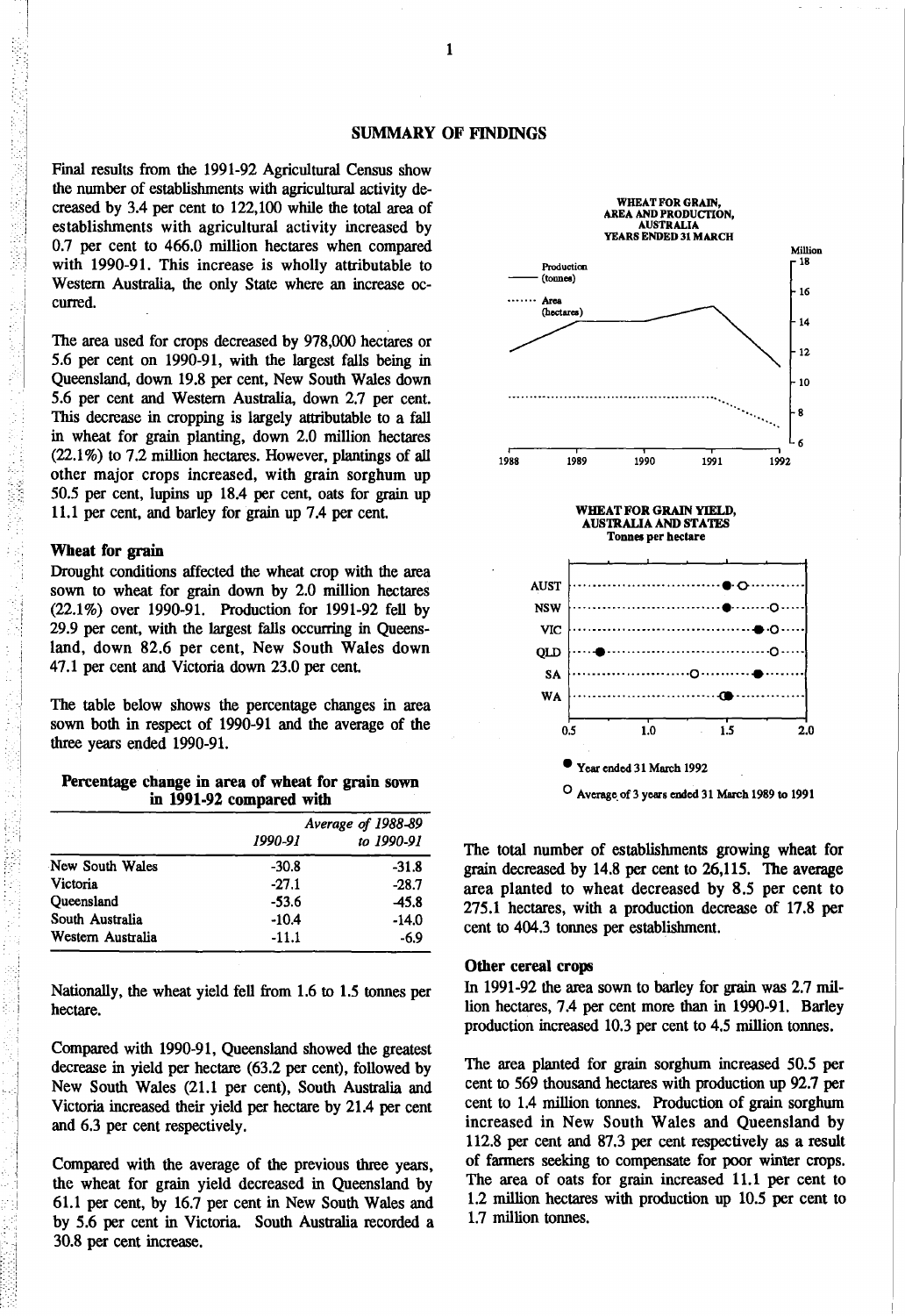## SUMMARY OF FINDINGS

Final results from the 1991-92 Agricultural Census show the number of establishments with agricultural activity decreased by 3.4 per cent to 122,100 while the total area of establishments with agricultural activity increased by 0.7 per cent to 466.0 million hectares when compared with 1990-91. This increase is wholly attributable to Western Australia, the only State where an increase occurred.

The area used for crops decreased by 978,000 hectares or 5.6 per cent on 1990-91, with the largest falls being in Queensland, down 19.8 per cent, New South Wales down 5.6 per cent and Western Australia, down 2.7 per cent. This decrease in cropping is largely attributable to a fall in wheat for grain planting, down 2.0 million hectares (22.1%) to 7.2 million hectares. However, plantings of all other major crops increased, with grain sorghum up 50.5 per cent, lupins up 18.4 per cent, oats for grain up 11.1 per cent, and barley for grain up 7.4 per cent.

### Wheat for grain

Drought conditions affected the wheat crop with the area sown to wheat for grain down by 2.0 million hectares (22.1%) over 1990-91. Production for 1991-92 fell by 29.9 per cent, with the largest falls occurring in Queensland, down 82.6 per cent, New South Wales down 47.1 per cent and Victoria down 23.0 per cent.

The table below shows the percentage changes in area sown both in respect of 1990-91 and the average of the three years ended 1990-91.

**Percentage change in area of wheat for grain sown in 1991-92 compared with**

| | 1990-91 | Average of 1988-89 to 1990-91 |
|---|---|---|
| New South Wales | -30.8 | -31.8 |
| Victoria | -27.1 | -28.7 |
| Queensland | -53.6 | -45.8 |
| South Australia | -10.4 | -14.0 |
| Western Australia | -11.1 | -6.9 |

Nationally, the wheat yield fell from 1.6 to 1.5 tonnes per hectare.

Compared with 1990-91, Queensland showed the greatest decrease in yield per hectare (63.2 per cent), followed by New South Wales (21.1 per cent), South Australia and Victoria increased their yield per hectare by 21.4 per cent and 6.3 per cent respectively.

Compared with the average of the previous three years, the wheat for grain yield decreased in Queensland by 61.1 per cent, by 16.7 per cent in New South Wales and by 5.6 per cent in Victoria. South Australia recorded a 30.8 per cent increase.

**WHEAT FOR GRAIN, AREA AND PRODUCTION, AUSTRALIA YEARS ENDED 31 MARCH**

**WHEAT FOR GRAIN YIELD, AUSTRALIA AND STATES**
Tonnes per hectare

● Year ended 31 March 1992

○ Average of 3 years ended 31 March 1989 to 1991

The total number of establishments growing wheat for grain decreased by 14.8 per cent to 26,115. The average area planted to wheat decreased by 8.5 per cent to 275.1 hectares, with a production decrease of 17.8 per cent to 404.3 tonnes per establishment.

### Other cereal crops

In 1991-92 the area sown to barley for grain was 2.7 million hectares, 7.4 per cent more than in 1990-91. Barley production increased 10.3 per cent to 4.5 million tonnes.

The area planted for grain sorghum increased 50.5 per cent to 569 thousand hectares with production up 92.7 per cent to 1.4 million tonnes. Production of grain sorghum increased in New South Wales and Queensland by 112.8 per cent and 87.3 per cent respectively as a result of farmers seeking to compensate for poor winter crops. The area of oats for grain increased 11.1 per cent to 1.2 million hectares with production up 10.5 per cent to 1.7 million tonnes.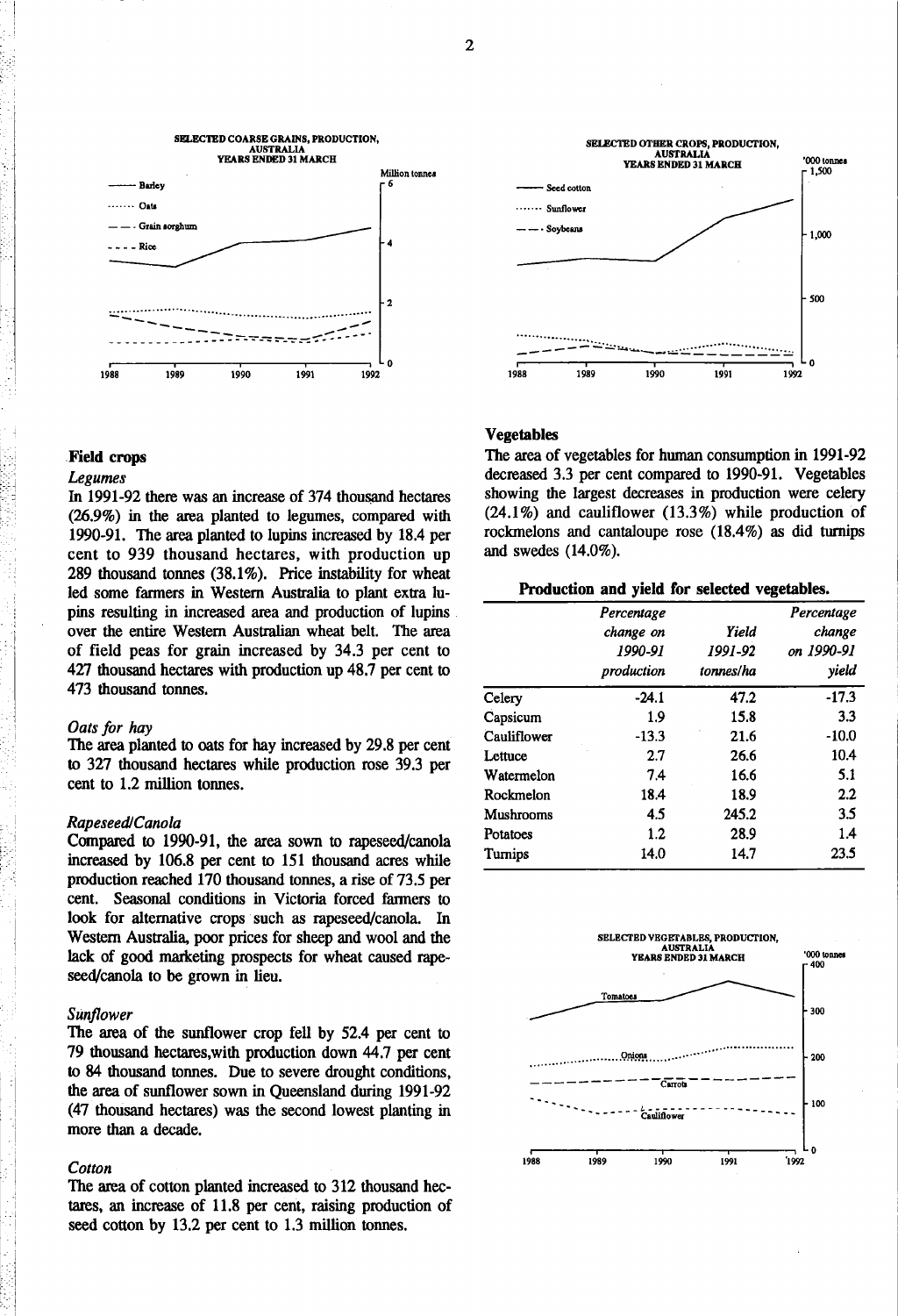SELECTED COARSE GRAINS, PRODUCTION, AUSTRALIA YEARS ENDED 31 MARCH

SELECTED OTHER CROPS, PRODUCTION, AUSTRALIA YEARS ENDED 31 MARCH

## Field crops

### *Legumes*

In 1991-92 there was an increase of 374 thousand hectares (26.9%) in the area planted to legumes, compared with 1990-91. The area planted to lupins increased by 18.4 per cent to 939 thousand hectares, with production up 289 thousand tonnes (38.1%). Price instability for wheat led some farmers in Western Australia to plant extra lupins resulting in increased area and production of lupins over the entire Western Australian wheat belt. The area of field peas for grain increased by 34.3 per cent to 427 thousand hectares with production up 48.7 per cent to 473 thousand tonnes.

### *Oats for hay*

The area planted to oats for hay increased by 29.8 per cent to 327 thousand hectares while production rose 39.3 per cent to 1.2 million tonnes.

### *Rapeseed/Canola*

Compared to 1990-91, the area sown to rapeseed/canola increased by 106.8 per cent to 151 thousand acres while production reached 170 thousand tonnes, a rise of 73.5 per cent. Seasonal conditions in Victoria forced farmers to look for alternative crops such as rapeseed/canola. In Western Australia, poor prices for sheep and wool and the lack of good marketing prospects for wheat caused rapeseed/canola to be grown in lieu.

### *Sunflower*

The area of the sunflower crop fell by 52.4 per cent to 79 thousand hectares,with production down 44.7 per cent to 84 thousand tonnes. Due to severe drought conditions, the area of sunflower sown in Queensland during 1991-92 (47 thousand hectares) was the second lowest planting in more than a decade.

### *Cotton*

The area of cotton planted increased to 312 thousand hectares, an increase of 11.8 per cent, raising production of seed cotton by 13.2 per cent to 1.3 million tonnes.

## Vegetables

The area of vegetables for human consumption in 1991-92 decreased 3.3 per cent compared to 1990-91. Vegetables showing the largest decreases in production were celery (24.1%) and cauliflower (13.3%) while production of rockmelons and cantaloupe rose (18.4%) as did turnips and swedes (14.0%).

**Production and yield for selected vegetables.**

| | *Percentage change on 1990-91 production* | *Yield 1991-92 tonnes/ha* | *Percentage change on 1990-91 yield* |
|---|---|---|---|
| Celery | -24.1 | 47.2 | -17.3 |
| Capsicum | 1.9 | 15.8 | 3.3 |
| Cauliflower | -13.3 | 21.6 | -10.0 |
| Lettuce | 2.7 | 26.6 | 10.4 |
| Watermelon | 7.4 | 16.6 | 5.1 |
| Rockmelon | 18.4 | 18.9 | 2.2 |
| Mushrooms | 4.5 | 245.2 | 3.5 |
| Potatoes | 1.2 | 28.9 | 1.4 |
| Turnips | 14.0 | 14.7 | 23.5 |

SELECTED VEGETABLES, PRODUCTION, AUSTRALIA YEARS ENDED 31 MARCH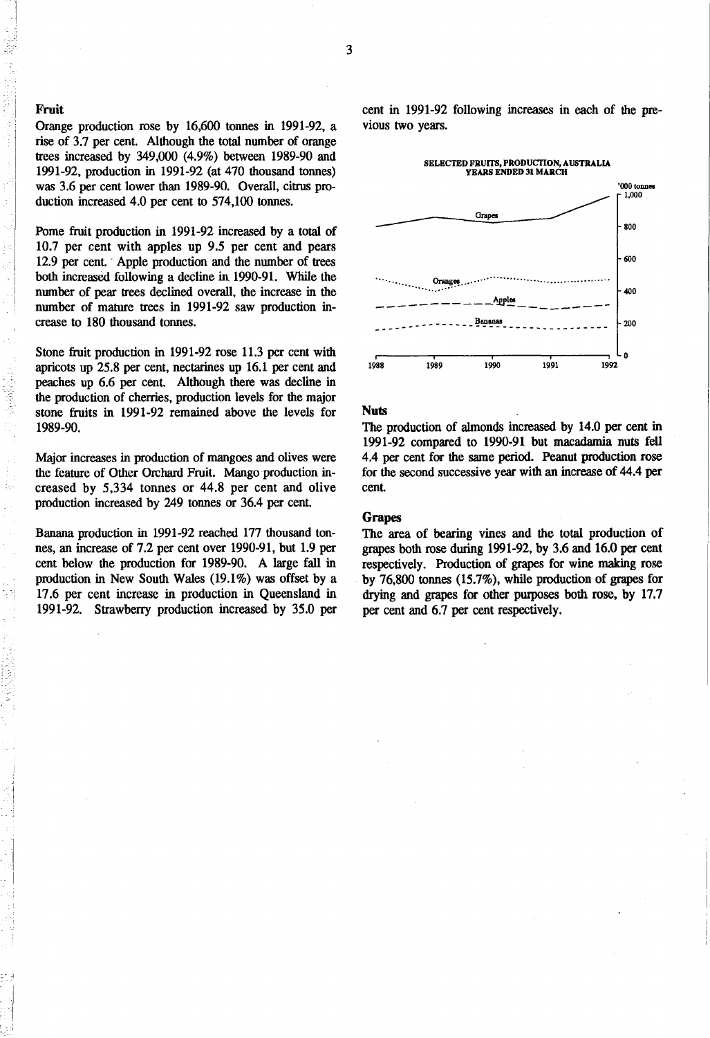## Fruit

Orange production rose by 16,600 tonnes in 1991-92, a rise of 3.7 per cent. Although the total number of orange trees increased by 349,000 (4.9%) between 1989-90 and 1991-92, production in 1991-92 (at 470 thousand tonnes) was 3.6 per cent lower than 1989-90. Overall, citrus production increased 4.0 per cent to 574,100 tonnes.

Pome fruit production in 1991-92 increased by a total of 10.7 per cent with apples up 9.5 per cent and pears 12.9 per cent. Apple production and the number of trees both increased following a decline in 1990-91. While the number of pear trees declined overall, the increase in the number of mature trees in 1991-92 saw production increase to 180 thousand tonnes.

Stone fruit production in 1991-92 rose 11.3 per cent with apricots up 25.8 per cent, nectarines up 16.1 per cent and peaches up 6.6 per cent. Although there was decline in the production of cherries, production levels for the major stone fruits in 1991-92 remained above the levels for 1989-90.

Major increases in production of mangoes and olives were the feature of Other Orchard Fruit. Mango production increased by 5,334 tonnes or 44.8 per cent and olive production increased by 249 tonnes or 36.4 per cent.

Banana production in 1991-92 reached 177 thousand tonnes, an increase of 7.2 per cent over 1990-91, but 1.9 per cent below the production for 1989-90. A large fall in production in New South Wales (19.1%) was offset by a 17.6 per cent increase in production in Queensland in 1991-92. Strawberry production increased by 35.0 per cent in 1991-92 following increases in each of the previous two years.

SELECTED FRUITS, PRODUCTION, AUSTRALIA
YEARS ENDED 31 MARCH

## Nuts

The production of almonds increased by 14.0 per cent in 1991-92 compared to 1990-91 but macadamia nuts fell 4.4 per cent for the same period. Peanut production rose for the second successive year with an increase of 44.4 per cent.

## Grapes

The area of bearing vines and the total production of grapes both rose during 1991-92, by 3.6 and 16.0 per cent respectively. Production of grapes for wine making rose by 76,800 tonnes (15.7%), while production of grapes for drying and grapes for other purposes both rose, by 17.7 per cent and 6.7 per cent respectively.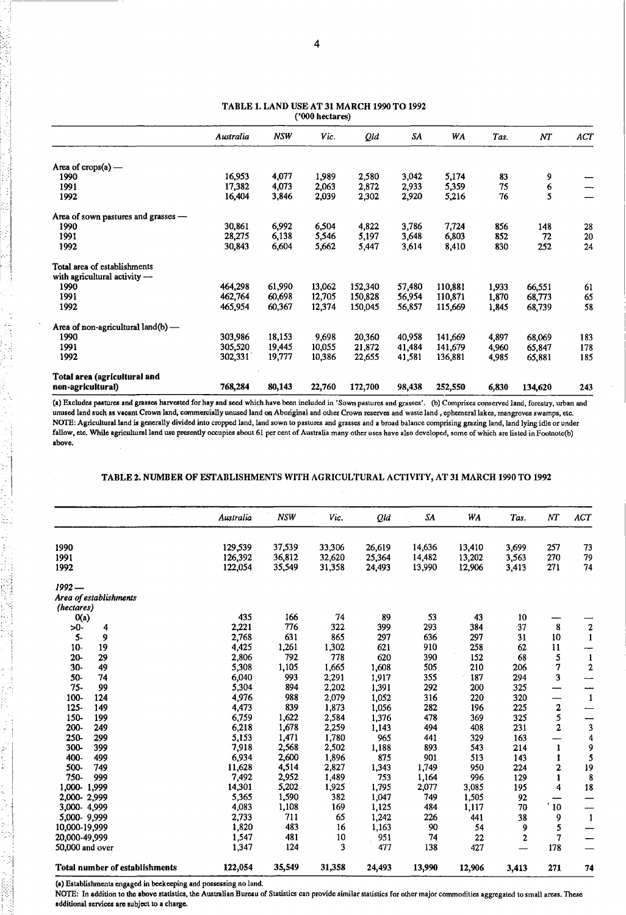## TABLE 1. LAND USE AT 31 MARCH 1990 TO 1992

('000 hectares)

| | Australia | NSW | Vic. | Qld | SA | WA | Tas. | NT | ACT |
|---|---|---|---|---|---|---|---|---|---|
| Area of crops(a) — | | | | | | | | | |
| 1990 | 16,953 | 4,077 | 1,989 | 2,580 | 3,042 | 5,174 | 83 | 9 | — |
| 1991 | 17,382 | 4,073 | 2,063 | 2,872 | 2,933 | 5,359 | 75 | 6 | — |
| 1992 | 16,404 | 3,846 | 2,039 | 2,302 | 2,920 | 5,216 | 76 | 5 | — |
| Area of sown pastures and grasses — | | | | | | | | | |
| 1990 | 30,861 | 6,992 | 6,504 | 4,822 | 3,786 | 7,724 | 856 | 148 | 28 |
| 1991 | 28,275 | 6,138 | 5,546 | 5,197 | 3,648 | 6,803 | 852 | 72 | 20 |
| 1992 | 30,843 | 6,604 | 5,662 | 5,447 | 3,614 | 8,410 | 830 | 252 | 24 |
| Total area of establishments with agricultural activity — | | | | | | | | | |
| 1990 | 464,298 | 61,990 | 13,062 | 152,340 | 57,480 | 110,881 | 1,933 | 66,551 | 61 |
| 1991 | 462,764 | 60,698 | 12,705 | 150,828 | 56,954 | 110,871 | 1,870 | 68,773 | 65 |
| 1992 | 465,954 | 60,367 | 12,374 | 150,045 | 56,857 | 115,669 | 1,845 | 68,739 | 58 |
| Area of non-agricultural land(b) — | | | | | | | | | |
| 1990 | 303,986 | 18,153 | 9,698 | 20,360 | 40,958 | 141,669 | 4,897 | 68,069 | 183 |
| 1991 | 305,520 | 19,445 | 10,055 | 21,872 | 41,484 | 141,679 | 4,960 | 65,847 | 178 |
| 1992 | 302,331 | 19,777 | 10,386 | 22,655 | 41,581 | 136,881 | 4,985 | 65,881 | 185 |
| **Total area (agricultural and non-agricultural)** | **768,284** | **80,143** | **22,760** | **172,700** | **98,438** | **252,550** | **6,830** | **134,620** | **243** |

(a) Excludes pastures and grasses harvested for hay and seed which have been included in 'Sown pastures and grasses'. (b) Comprises conserved land, forestry, urban and unused land such as vacant Crown land, commercially unused land on Aboriginal and other Crown reserves and waste land, ephemeral lakes, mangroves swamps, etc.
NOTE: Agricultural land is generally divided into cropped land, land sown to pastures and grasses and a broad balance comprising grazing land, land lying idle or under fallow, etc. While agricultural land use presently occupies about 61 per cent of Australia many other uses have also developed, some of which are listed in Footnote(b) above.

## TABLE 2. NUMBER OF ESTABLISHMENTS WITH AGRICULTURAL ACTIVITY, AT 31 MARCH 1990 TO 1992

| | Australia | NSW | Vic. | Qld | SA | WA | Tas. | NT | ACT |
|---|---|---|---|---|---|---|---|---|---|
| 1990 | 129,539 | 37,539 | 33,306 | 26,619 | 14,636 | 13,410 | 3,699 | 257 | 73 |
| 1991 | 126,392 | 36,812 | 32,620 | 25,364 | 14,482 | 13,202 | 3,563 | 270 | 79 |
| 1992 | 122,054 | 35,549 | 31,358 | 24,493 | 13,990 | 12,906 | 3,413 | 271 | 74 |
| *1992 —* | | | | | | | | | |
| *Area of establishments (hectares)* | | | | | | | | | |
| 0(a) | 435 | 166 | 74 | 89 | 53 | 43 | 10 | — | — |
| >0- 4 | 2,221 | 776 | 322 | 399 | 293 | 384 | 37 | 8 | 2 |
| 5- 9 | 2,768 | 631 | 865 | 297 | 636 | 297 | 31 | 10 | 1 |
| 10- 19 | 4,425 | 1,261 | 1,302 | 621 | 910 | 258 | 62 | 11 | — |
| 20- 29 | 2,806 | 792 | 778 | 620 | 390 | 152 | 68 | 5 | 1 |
| 30- 49 | 5,308 | 1,105 | 1,665 | 1,608 | 505 | 210 | 206 | 7 | 2 |
| 50- 74 | 6,040 | 993 | 2,291 | 1,917 | 355 | 187 | 294 | 3 | — |
| 75- 99 | 5,304 | 894 | 2,202 | 1,391 | 292 | 200 | 325 | — | — |
| 100- 124 | 4,976 | 988 | 2,079 | 1,052 | 316 | 220 | 320 | — | 1 |
| 125- 149 | 4,473 | 839 | 1,873 | 1,056 | 282 | 196 | 225 | 2 | — |
| 150- 199 | 6,759 | 1,622 | 2,584 | 1,376 | 478 | 369 | 325 | 5 | — |
| 200- 249 | 6,218 | 1,678 | 2,259 | 1,143 | 494 | 408 | 231 | 2 | 3 |
| 250- 299 | 5,153 | 1,471 | 1,780 | 965 | 441 | 329 | 163 | — | 4 |
| 300- 399 | 7,918 | 2,568 | 2,502 | 1,188 | 893 | 543 | 214 | 1 | 9 |
| 400- 499 | 6,934 | 2,600 | 1,896 | 875 | 901 | 513 | 143 | 1 | 5 |
| 500- 749 | 11,628 | 4,514 | 2,827 | 1,343 | 1,749 | 950 | 224 | 2 | 19 |
| 750- 999 | 7,492 | 2,952 | 1,489 | 753 | 1,164 | 996 | 129 | 1 | 8 |
| 1,000- 1,999 | 14,301 | 5,202 | 1,925 | 1,795 | 2,077 | 3,085 | 195 | 4 | 18 |
| 2,000- 2,999 | 5,365 | 1,590 | 382 | 1,047 | 749 | 1,505 | 92 | — | — |
| 3,000- 4,999 | 4,083 | 1,108 | 169 | 1,125 | 484 | 1,117 | 70 | 10 | — |
| 5,000- 9,999 | 2,733 | 711 | 65 | 1,242 | 226 | 441 | 38 | 9 | 1 |
| 10,000-19,999 | 1,820 | 483 | 16 | 1,163 | 90 | 54 | 9 | 5 | — |
| 20,000-49,999 | 1,547 | 481 | 10 | 951 | 74 | 22 | 2 | 7 | — |
| 50,000 and over | 1,347 | 124 | 3 | 477 | 138 | 427 | — | 178 | — |
| **Total number of establishments** | **122,054** | **35,549** | **31,358** | **24,493** | **13,990** | **12,906** | **3,413** | **271** | **74** |

(a) Establishments engaged in beekeeping and possessing no land.
NOTE: In addition to the above statistics, the Australian Bureau of Statistics can provide similar statistics for other major commodities aggregated to small areas. These additional services are subject to a charge.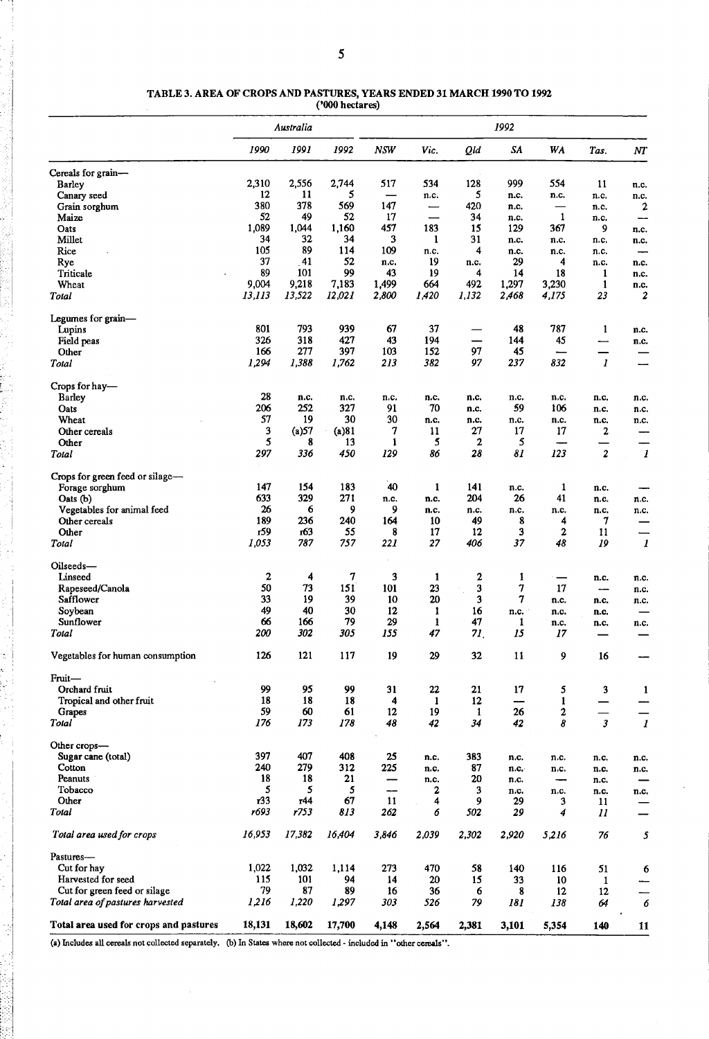**TABLE 3. AREA OF CROPS AND PASTURES, YEARS ENDED 31 MARCH 1990 TO 1992**
**('000 hectares)**

| | *Australia* | | | *1992* | | | | | | |
|---|---|---|---|---|---|---|---|---|---|---|
| | *1990* | *1991* | *1992* | *NSW* | *Vic.* | *Qld* | *SA* | *WA* | *Tas.* | *NT* |
| Cereals for grain— | | | | | | | | | | |
| Barley | 2,310 | 2,556 | 2,744 | 517 | 534 | 128 | 999 | 554 | 11 | n.c. |
| Canary seed | 12 | 11 | 5 | — | n.c. | 5 | n.c. | n.c. | n.c. | n.c. |
| Grain sorghum | 380 | 378 | 569 | 147 | — | 420 | n.c. | — | n.c. | 2 |
| Maize | 52 | 49 | 52 | 17 | — | 34 | n.c. | 1 | n.c. | — |
| Oats | 1,089 | 1,044 | 1,160 | 457 | 183 | 15 | 129 | 367 | 9 | n.c. |
| Millet | 34 | 32 | 34 | 3 | 1 | 31 | n.c. | n.c. | n.c. | n.c. |
| Rice | 105 | 89 | 114 | 109 | n.c. | 4 | n.c. | n.c. | n.c. | — |
| Rye | 37 | 41 | 52 | n.c. | 19 | n.c. | 29 | 4 | n.c. | n.c. |
| Triticale | 89 | 101 | 99 | 43 | 19 | 4 | 14 | 18 | 1 | n.c. |
| Wheat | 9,004 | 9,218 | 7,183 | 1,499 | 664 | 492 | 1,297 | 3,230 | 1 | n.c. |
| *Total* | *13,113* | *13,522* | *12,021* | *2,800* | *1,420* | *1,132* | *2,468* | *4,175* | *23* | *2* |
| Legumes for grain— | | | | | | | | | | |
| Lupins | 801 | 793 | 939 | 67 | 37 | — | 48 | 787 | 1 | n.c. |
| Field peas | 326 | 318 | 427 | 43 | 194 | — | 144 | 45 | — | n.c. |
| Other | 166 | 277 | 397 | 103 | 152 | 97 | 45 | — | — | — |
| *Total* | *1,294* | *1,388* | *1,762* | *213* | *382* | *97* | *237* | *832* | *1* | — |
| Crops for hay— | | | | | | | | | | |
| Barley | 28 | n.c. | n.c. | n.c. | n.c. | n.c. | n.c. | n.c. | n.c. | n.c. |
| Oats | 206 | 252 | 327 | 91 | 70 | n.c. | 59 | 106 | n.c. | n.c. |
| Wheat | 57 | 19 | 30 | 30 | n.c. | n.c. | n.c. | n.c. | n.c. | n.c. |
| Other cereals | 3 | (a)57 | (a)81 | 7 | 11 | 27 | 17 | 17 | 2 | — |
| Other | 5 | 8 | 13 | 1 | 5 | 2 | 5 | — | — | — |
| *Total* | *297* | *336* | *450* | *129* | *86* | *28* | *81* | *123* | *2* | *1* |
| Crops for green feed or silage— | | | | | | | | | | |
| Forage sorghum | 147 | 154 | 183 | 40 | 1 | 141 | n.c. | 1 | n.c. | — |
| Oats (b) | 633 | 329 | 271 | n.c. | n.c. | 204 | 26 | 41 | n.c. | n.c. |
| Vegetables for animal feed | 26 | 6 | 9 | 9 | n.c. | n.c. | n.c. | n.c. | n.c. | n.c. |
| Other cereals | 189 | 236 | 240 | 164 | 10 | 49 | 8 | 4 | 7 | — |
| Other | r59 | r63 | 55 | 8 | 17 | 12 | 3 | 2 | 11 | — |
| *Total* | *1,053* | *787* | *757* | *221* | *27* | *406* | *37* | *48* | *19* | *1* |
| Oilseeds— | | | | | | | | | | |
| Linseed | 2 | 4 | 7 | 3 | 1 | 2 | 1 | — | n.c. | n.c. |
| Rapeseed/Canola | 50 | 73 | 151 | 101 | 23 | 3 | 7 | 17 | — | n.c. |
| Safflower | 33 | 19 | 39 | 10 | 20 | 3 | 7 | n.c. | n.c. | n.c. |
| Soybean | 49 | 40 | 30 | 12 | 1 | 16 | n.c. | n.c. | n.c. | — |
| Sunflower | 66 | 166 | 79 | 29 | 1 | 47 | 1 | n.c. | n.c. | n.c. |
| *Total* | *200* | *302* | *305* | *155* | *47* | *71* | *15* | *17* | — | — |
| Vegetables for human consumption | 126 | 121 | 117 | 19 | 29 | 32 | 11 | 9 | 16 | — |
| Fruit— | | | | | | | | | | |
| Orchard fruit | 99 | 95 | 99 | 31 | 22 | 21 | 17 | 5 | 3 | 1 |
| Tropical and other fruit | 18 | 18 | 18 | 4 | 1 | 12 | — | 1 | — | — |
| Grapes | 59 | 60 | 61 | 12 | 19 | 1 | 26 | 2 | — | — |
| *Total* | *176* | *173* | *178* | *48* | *42* | *34* | *42* | *8* | *3* | *1* |
| Other crops— | | | | | | | | | | |
| Sugar cane (total) | 397 | 407 | 408 | 25 | n.c. | 383 | n.c. | n.c. | n.c. | n.c. |
| Cotton | 240 | 279 | 312 | 225 | n.c. | 87 | n.c. | n.c. | n.c. | n.c. |
| Peanuts | 18 | 18 | 21 | — | n.c. | 20 | n.c. | — | n.c. | — |
| Tobacco | 5 | 5 | 5 | — | 2 | 3 | n.c. | n.c. | n.c. | n.c. |
| Other | r33 | r44 | 67 | 11 | 4 | 9 | 29 | 3 | 11 | — |
| *Total* | *r693* | *r753* | *813* | *262* | *6* | *502* | *29* | *4* | *11* | — |
| *Total area used for crops* | *16,953* | *17,382* | *16,404* | *3,846* | *2,039* | *2,302* | *2,920* | *5,216* | *76* | *5* |
| Pastures— | | | | | | | | | | |
| Cut for hay | 1,022 | 1,032 | 1,114 | 273 | 470 | 58 | 140 | 116 | 51 | 6 |
| Harvested for seed | 115 | 101 | 94 | 14 | 20 | 15 | 33 | 10 | 1 | — |
| Cut for green feed or silage | 79 | 87 | 89 | 16 | 36 | 6 | 8 | 12 | 12 | — |
| *Total area of pastures harvested* | *1,216* | *1,220* | *1,297* | *303* | *526* | *79* | *181* | *138* | *64* | *6* |
| **Total area used for crops and pastures** | **18,131** | **18,602** | **17,700** | **4,148** | **2,564** | **2,381** | **3,101** | **5,354** | **140** | **11** |

(a) Includes all cereals not collected separately. (b) In States where not collected - included in "other cereals".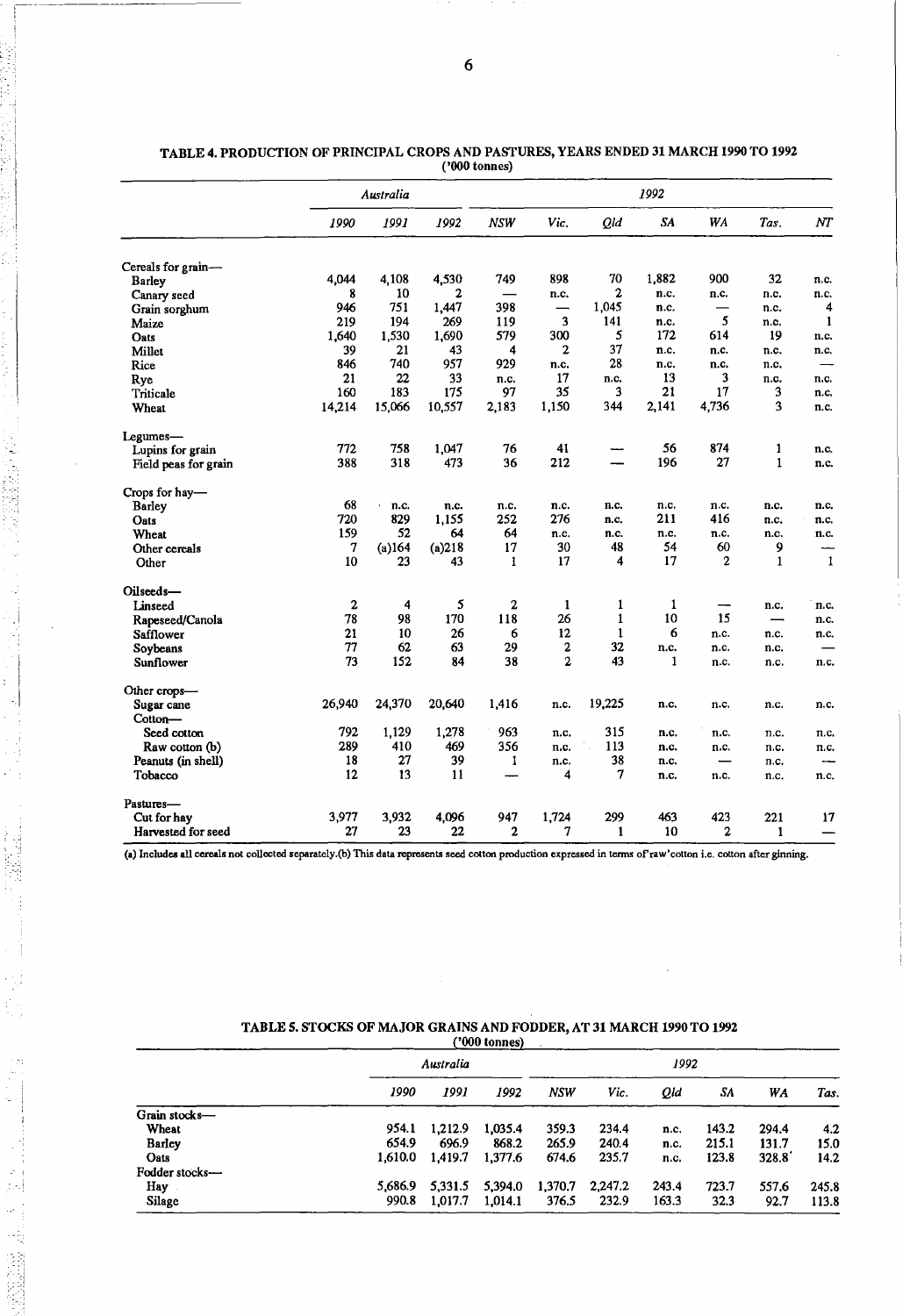## TABLE 4. PRODUCTION OF PRINCIPAL CROPS AND PASTURES, YEARS ENDED 31 MARCH 1990 TO 1992
('000 tonnes)

| | *Australia* | | | *1992* | | | | | | |
|---|---|---|---|---|---|---|---|---|---|---|
| | *1990* | *1991* | *1992* | *NSW* | *Vic.* | *Qld* | *SA* | *WA* | *Tas.* | *NT* |
| Cereals for grain— | | | | | | | | | | |
| Barley | 4,044 | 4,108 | 4,530 | 749 | 898 | 70 | 1,882 | 900 | 32 | n.c. |
| Canary seed | 8 | 10 | 2 | — | n.c. | 2 | n.c. | n.c. | n.c. | n.c. |
| Grain sorghum | 946 | 751 | 1,447 | 398 | — | 1,045 | n.c. | — | n.c. | 4 |
| Maize | 219 | 194 | 269 | 119 | 3 | 141 | n.c. | 5 | n.c. | 1 |
| Oats | 1,640 | 1,530 | 1,690 | 579 | 300 | 5 | 172 | 614 | 19 | n.c. |
| Millet | 39 | 21 | 43 | 4 | 2 | 37 | n.c. | n.c. | n.c. | n.c. |
| Rice | 846 | 740 | 957 | 929 | n.c. | 28 | n.c. | n.c. | n.c. | — |
| Rye | 21 | 22 | 33 | n.c. | 17 | n.c. | 13 | 3 | n.c. | n.c. |
| Triticale | 160 | 183 | 175 | 97 | 35 | 3 | 21 | 17 | 3 | n.c. |
| Wheat | 14,214 | 15,066 | 10,557 | 2,183 | 1,150 | 344 | 2,141 | 4,736 | 3 | n.c. |
| Legumes— | | | | | | | | | | |
| Lupins for grain | 772 | 758 | 1,047 | 76 | 41 | — | 56 | 874 | 1 | n.c. |
| Field peas for grain | 388 | 318 | 473 | 36 | 212 | — | 196 | 27 | 1 | n.c. |
| Crops for hay— | | | | | | | | | | |
| Barley | 68 | n.c. | n.c. | n.c. | n.c. | n.c. | n.c. | n.c. | n.c. | n.c. |
| Oats | 720 | 829 | 1,155 | 252 | 276 | n.c. | 211 | 416 | n.c. | n.c. |
| Wheat | 159 | 52 | 64 | 64 | n.c. | n.c. | n.c. | n.c. | n.c. | n.c. |
| Other cereals | 7 | (a)164 | (a)218 | 17 | 30 | 48 | 54 | 60 | 9 | — |
| Other | 10 | 23 | 43 | 1 | 17 | 4 | 17 | 2 | 1 | 1 |
| Oilseeds— | | | | | | | | | | |
| Linseed | 2 | 4 | 5 | 2 | 1 | 1 | 1 | — | n.c. | n.c. |
| Rapeseed/Canola | 78 | 98 | 170 | 118 | 26 | 1 | 10 | 15 | — | n.c. |
| Safflower | 21 | 10 | 26 | 6 | 12 | 1 | 6 | n.c. | n.c. | n.c. |
| Soybeans | 77 | 62 | 63 | 29 | 2 | 32 | n.c. | n.c. | n.c. | — |
| Sunflower | 73 | 152 | 84 | 38 | 2 | 43 | 1 | n.c. | n.c. | n.c. |
| Other crops— | | | | | | | | | | |
| Sugar cane | 26,940 | 24,370 | 20,640 | 1,416 | n.c. | 19,225 | n.c. | n.c. | n.c. | n.c. |
| Cotton— | | | | | | | | | | |
| Seed cotton | 792 | 1,129 | 1,278 | 963 | n.c. | 315 | n.c. | n.c. | n.c. | n.c. |
| Raw cotton (b) | 289 | 410 | 469 | 356 | n.c. | 113 | n.c. | n.c. | n.c. | n.c. |
| Peanuts (in shell) | 18 | 27 | 39 | 1 | n.c. | 38 | n.c. | — | n.c. | — |
| Tobacco | 12 | 13 | 11 | — | 4 | 7 | n.c. | n.c. | n.c. | n.c. |
| Pastures— | | | | | | | | | | |
| Cut for hay | 3,977 | 3,932 | 4,096 | 947 | 1,724 | 299 | 463 | 423 | 221 | 17 |
| Harvested for seed | 27 | 23 | 22 | 2 | 7 | 1 | 10 | 2 | 1 | — |

(a) Includes all cereals not collected separately. (b) This data represents seed cotton production expressed in terms of 'raw' cotton i.e. cotton after ginning.

## TABLE 5. STOCKS OF MAJOR GRAINS AND FODDER, AT 31 MARCH 1990 TO 1992
('000 tonnes)

| | *Australia* | | | *1992* | | | | | |
|---|---|---|---|---|---|---|---|---|---|
| | *1990* | *1991* | *1992* | *NSW* | *Vic.* | *Qld* | *SA* | *WA* | *Tas.* |
| Grain stocks— | | | | | | | | | |
| Wheat | 954.1 | 1,212.9 | 1,035.4 | 359.3 | 234.4 | n.c. | 143.2 | 294.4 | 4.2 |
| Barley | 654.9 | 696.9 | 868.2 | 265.9 | 240.4 | n.c. | 215.1 | 131.7 | 15.0 |
| Oats | 1,610.0 | 1,419.7 | 1,377.6 | 674.6 | 235.7 | n.c. | 123.8 | 328.8 | 14.2 |
| Fodder stocks— | | | | | | | | | |
| Hay | 5,686.9 | 5,331.5 | 5,394.0 | 1,370.7 | 2,247.2 | 243.4 | 723.7 | 557.6 | 245.8 |
| Silage | 990.8 | 1,017.7 | 1,014.1 | 376.5 | 232.9 | 163.3 | 32.3 | 92.7 | 113.8 |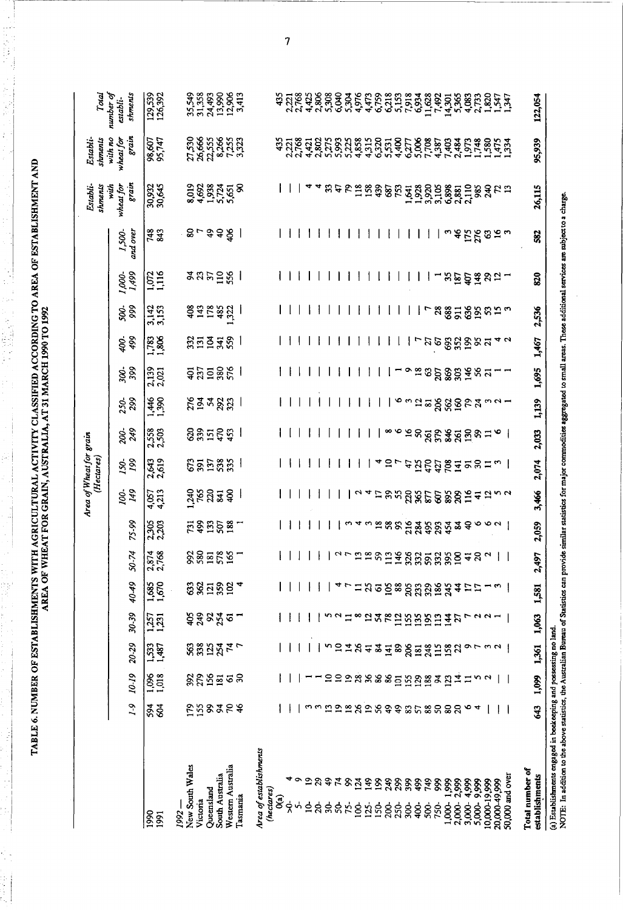# TABLE 6. NUMBER OF ESTABLISHMENTS WITH AGRICULTURAL ACTIVITY CLASSIFIED ACCORDING TO AREA OF ESTABLISHMENT AND AREA OF WHEAT FOR GRAIN, AUSTRALIA, AT 31 MARCH 1990 TO 1992

| | Area of Wheat for grain (Hectares) | | | | | | | | | | | | | | | | Establishments with wheat for grain | Establishments with no wheat for grain | Total number of establishments |
|---|---|---|---|---|---|---|---|---|---|---|---|---|---|---|---|---|---|---|---|
| | 1-9 | 10-19 | 20-29 | 30-39 | 40-49 | 50-74 | 75-99 | 100-149 | 150-199 | 200-249 | 250-299 | 300-399 | 400-499 | 500-999 | 1,000-1,499 | 1,500 and over | | | |
| 1990 | 594 | 1,096 | 1,533 | 1,257 | 1,685 | 2,874 | 2,305 | 4,057 | 2,643 | 2,558 | 1,446 | 2,139 | 1,783 | 3,142 | 1,072 | 748 | 30,932 | 98,607 | 129,539 |
| 1991 | 604 | 1,018 | 1,487 | 1,231 | 1,670 | 2,768 | 2,203 | 4,213 | 2,619 | 2,503 | 1,390 | 2,021 | 1,806 | 3,153 | 1,116 | 843 | 30,645 | 95,747 | 126,392 |
| *1992* — | | | | | | | | | | | | | | | | | | | |
| New South Wales | 179 | 392 | 563 | 405 | 633 | 992 | 731 | 1,240 | 673 | 620 | 276 | 401 | 332 | 408 | 94 | 80 | 8,019 | 27,530 | 35,549 |
| Victoria | 155 | 279 | 338 | 249 | 362 | 580 | 499 | 765 | 391 | 339 | 194 | 237 | 131 | 143 | 23 | 7 | 4,692 | 26,666 | 31,358 |
| Queensland | 99 | 156 | 125 | 92 | 121 | 181 | 133 | 220 | 137 | 151 | 54 | 101 | 104 | 178 | 37 | 49 | 1,938 | 22,555 | 24,493 |
| South Australia | 94 | 181 | 254 | 254 | 359 | 578 | 507 | 841 | 538 | 470 | 292 | 380 | 341 | 485 | 110 | 40 | 5,724 | 8,266 | 13,990 |
| Western Australia | 70 | 61 | 74 | 61 | 102 | 165 | 188 | 400 | 335 | 453 | 323 | 576 | 559 | 1,322 | 556 | 406 | 5,651 | 7,255 | 12,906 |
| Tasmania | 46 | 30 | 7 | 1 | 4 | 1 | 1 | — | — | — | — | — | — | — | — | — | 90 | 3,323 | 3,413 |
| *Area of establishments (hectares)* | | | | | | | | | | | | | | | | | | | |
| 0(a) | — | — | — | — | — | — | — | — | — | — | — | — | — | — | — | — | — | 435 | 435 |
| >0- 4 | — | — | — | — | — | — | — | — | — | — | — | — | — | — | — | — | — | 2,221 | 2,221 |
| 5- 9 | — | — | — | — | — | — | — | — | — | — | — | — | — | — | — | — | — | 2,768 | 2,768 |
| 10- 19 | 3 | 1 | — | — | — | — | — | — | — | — | — | — | — | — | — | — | 4 | 4,421 | 4,425 |
| 20- 29 | 3 | 1 | — | — | — | — | — | — | — | — | — | — | — | — | — | — | 4 | 2,802 | 2,806 |
| 30- 49 | 13 | 10 | 5 | 5 | — | — | — | — | — | — | — | — | — | — | — | — | 33 | 5,275 | 5,308 |
| 50- 74 | 19 | 10 | 10 | 2 | 4 | 2 | — | — | — | — | — | — | — | — | — | — | 47 | 5,993 | 6,040 |
| 75- 99 | 18 | 19 | 14 | 11 | 7 | 7 | 3 | — | — | — | — | — | — | — | — | — | 79 | 5,225 | 5,304 |
| 100- 124 | 26 | 28 | 26 | 8 | 11 | 13 | 4 | 2 | — | — | — | — | — | — | — | — | 118 | 4,858 | 4,976 |
| 125- 149 | 19 | 36 | 41 | 12 | 25 | 18 | 3 | 4 | — | — | — | — | — | — | — | — | 158 | 4,315 | 4,473 |
| 150- 199 | 56 | 86 | 84 | 54 | 61 | 59 | 18 | 17 | 4 | — | — | — | — | — | — | — | 439 | 6,320 | 6,759 |
| 200- 249 | 49 | 86 | 141 | 78 | 105 | 113 | 58 | 39 | 10 | 8 | — | — | — | — | — | — | 687 | 5,531 | 6,218 |
| 250- 299 | 49 | 101 | 89 | 112 | 88 | 146 | 93 | 55 | 7 | 6 | 6 | 1 | — | — | — | — | 753 | 4,400 | 5,153 |
| 300- 399 | 83 | 155 | 206 | 155 | 205 | 326 | 216 | 220 | 47 | 16 | 3 | 9 | — | — | — | — | 1,641 | 6,277 | 7,918 |
| 400- 499 | 57 | 129 | 181 | 135 | 233 | 332 | 284 | 365 | 125 | 50 | 12 | 18 | 7 | — | — | — | 1,928 | 5,006 | 6,934 |
| 500- 749 | 88 | 188 | 248 | 195 | 329 | 591 | 495 | 877 | 470 | 261 | 81 | 63 | 27 | 7 | — | — | 3,920 | 7,708 | 11,628 |
| 750- 999 | 50 | 94 | 115 | 113 | 186 | 332 | 293 | 607 | 427 | 379 | 206 | 207 | 67 | 28 | 1 | — | 3,105 | 4,387 | 7,492 |
| 1,000- 1,999 | 80 | 123 | 158 | 144 | 245 | 395 | 454 | 895 | 708 | 846 | 562 | 869 | 693 | 688 | 35 | 3 | 6,898 | 7,403 | 14,301 |
| 2,000- 2,999 | 20 | 14 | 22 | 27 | 44 | 100 | 84 | 209 | 141 | 261 | 160 | 303 | 352 | 911 | 187 | 46 | 2,881 | 2,484 | 5,365 |
| 3,000- 4,999 | 6 | 11 | 9 | 7 | 17 | 41 | 40 | 116 | 91 | 130 | 79 | 146 | 199 | 636 | 407 | 175 | 2,110 | 1,973 | 4,083 |
| 5,000- 9,999 | 4 | 5 | 7 | 2 | 17 | 20 | 6 | 41 | 30 | 59 | 24 | 56 | 95 | 195 | 148 | 276 | 985 | 1,748 | 2,733 |
| 10,000-19,999 | — | 2 | 3 | 2 | 1 | 2 | 6 | 12 | 11 | 11 | 3 | 21 | 21 | 53 | 29 | 63 | 240 | 1,580 | 1,820 |
| 20,000-49,999 | — | — | 2 | 1 | 3 | — | 2 | 5 | 3 | 6 | 2 | 1 | 4 | 15 | 12 | 16 | 72 | 1,475 | 1,547 |
| 50,000 and over | — | — | — | — | — | — | — | 2 | — | — | 1 | 1 | 2 | 3 | 1 | 3 | 13 | 1,334 | 1,347 |
| **Total number of establishments** | 643 | 1,099 | 1,361 | 1,063 | 1,581 | 2,497 | 2,059 | 3,466 | 2,074 | 2,033 | 1,139 | 1,695 | 1,467 | 2,536 | 820 | 582 | 26,115 | 95,939 | 122,054 |

(a) Establishments engaged in beekeeping and possessing no land.

NOTE: In addition to the above statistics, the Australian Bureau of Statistics can provide similar statistics for major commodities aggregated to small areas. These additional services are subject to a charge.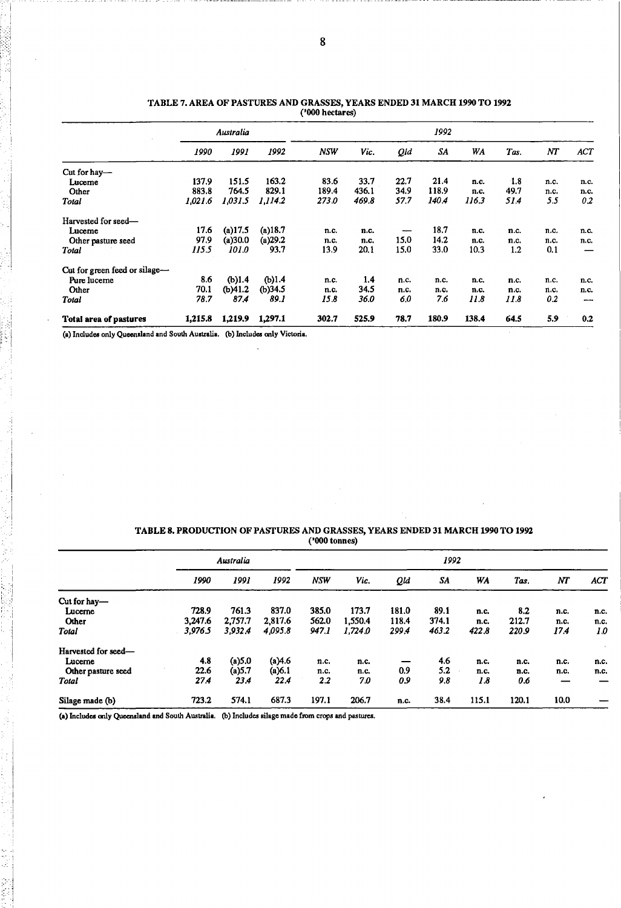## TABLE 7. AREA OF PASTURES AND GRASSES, YEARS ENDED 31 MARCH 1990 TO 1992

('000 hectares)

| | *Australia* | | | *1992* | | | | | | | |
|---|---|---|---|---|---|---|---|---|---|---|---|
| | *1990* | *1991* | *1992* | *NSW* | *Vic.* | *Qld* | *SA* | *WA* | *Tas.* | *NT* | *ACT* |
| Cut for hay— | | | | | | | | | | | |
| Lucerne | 137.9 | 151.5 | 163.2 | 83.6 | 33.7 | 22.7 | 21.4 | n.c. | 1.8 | n.c. | n.c. |
| Other | 883.8 | 764.5 | 829.1 | 189.4 | 436.1 | 34.9 | 118.9 | n.c. | 49.7 | n.c. | n.c. |
| *Total* | *1,021.6* | *1,031.5* | *1,114.2* | *273.0* | *469.8* | *57.7* | *140.4* | *116.3* | *51.4* | *5.5* | *0.2* |
| Harvested for seed— | | | | | | | | | | | |
| Lucerne | 17.6 | (a)17.5 | (a)18.7 | n.c. | n.c. | — | 18.7 | n.c. | n.c. | n.c. | n.c. |
| Other pasture seed | 97.9 | (a)30.0 | (a)29.2 | n.c. | n.c. | 15.0 | 14.2 | n.c. | n.c. | n.c. | n.c. |
| *Total* | *115.5* | *101.0* | *93.7* | 13.9 | 20.1 | 15.0 | 33.0 | 10.3 | 1.2 | 0.1 | — |
| Cut for green feed or silage— | | | | | | | | | | | |
| Pure lucerne | 8.6 | (b)1.4 | (b)1.4 | n.c. | 1.4 | n.c. | n.c. | n.c. | n.c. | n.c. | n.c. |
| Other | 70.1 | (b)41.2 | (b)34.5 | n.c. | 34.5 | n.c. | n.c. | n.c. | n.c. | n.c. | n.c. |
| *Total* | *78.7* | *87.4* | *89.1* | *15.8* | *36.0* | *6.0* | *7.6* | *11.8* | *11.8* | *0.2* | — |
| **Total area of pastures** | **1,215.8** | **1,219.9** | **1,297.1** | **302.7** | **525.9** | **78.7** | **180.9** | **138.4** | **64.5** | **5.9** | **0.2** |

(a) Includes only Queensland and South Australia. (b) Includes only Victoria.

## TABLE 8. PRODUCTION OF PASTURES AND GRASSES, YEARS ENDED 31 MARCH 1990 TO 1992

('000 tonnes)

| | *Australia* | | | *1992* | | | | | | | |
|---|---|---|---|---|---|---|---|---|---|---|---|
| | *1990* | *1991* | *1992* | *NSW* | *Vic.* | *Qld* | *SA* | *WA* | *Tas.* | *NT* | *ACT* |
| Cut for hay— | | | | | | | | | | | |
| Lucerne | 728.9 | 761.3 | 837.0 | 385.0 | 173.7 | 181.0 | 89.1 | n.c. | 8.2 | n.c. | n.c. |
| Other | 3,247.6 | 2,757.7 | 2,817.6 | 562.0 | 1,550.4 | 118.4 | 374.1 | n.c. | 212.7 | n.c. | n.c. |
| *Total* | *3,976.5* | *3,932.4* | *4,095.8* | *947.1* | *1,724.0* | *299.4* | *463.2* | *422.8* | *220.9* | *17.4* | *1.0* |
| Harvested for seed— | | | | | | | | | | | |
| Lucerne | 4.8 | (a)5.0 | (a)4.6 | n.c. | n.c. | — | 4.6 | n.c. | n.c. | n.c. | n.c. |
| Other pasture seed | 22.6 | (a)5.7 | (a)6.1 | n.c. | n.c. | 0.9 | 5.2 | n.c. | n.c. | n.c. | n.c. |
| *Total* | *27.4* | *23.4* | *22.4* | *2.2* | *7.0* | *0.9* | *9.8* | *1.8* | *0.6* | — | — |
| Silage made (b) | 723.2 | 574.1 | 687.3 | 197.1 | 206.7 | n.c. | 38.4 | 115.1 | 120.1 | 10.0 | — |

(a) Includes only Queensland and South Australia. (b) Includes silage made from crops and pastures.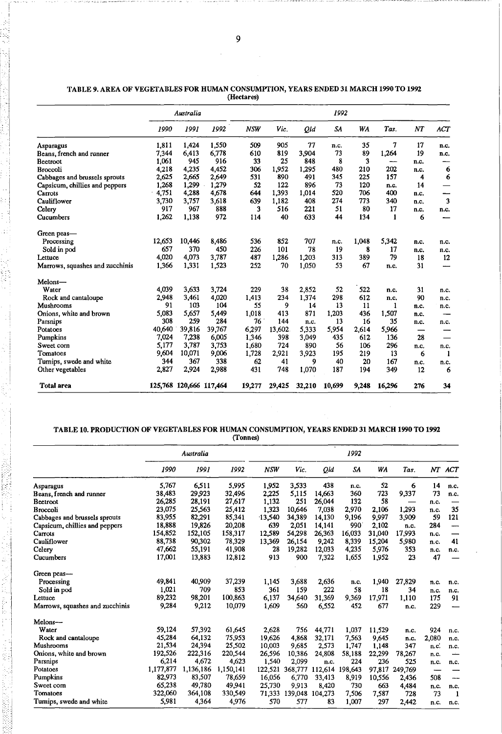## TABLE 9. AREA OF VEGETABLES FOR HUMAN CONSUMPTION, YEARS ENDED 31 MARCH 1990 TO 1992

(Hectares)

| | *Australia* | | | *1992* | | | | | | | |
|---|---|---|---|---|---|---|---|---|---|---|---|
| | *1990* | *1991* | *1992* | *NSW* | *Vic.* | *Qld* | *SA* | *WA* | *Tas.* | *NT* | *ACT* |
| Asparagus | 1,811 | 1,424 | 1,550 | 509 | 905 | 77 | n.c. | 35 | 7 | 17 | n.c. |
| Beans, french and runner | 7,344 | 6,413 | 6,778 | 610 | 819 | 3,904 | 73 | 89 | 1,264 | 19 | n.c. |
| Beetroot | 1,061 | 945 | 916 | 33 | 25 | 848 | 8 | 3 | — | n.c. | — |
| Broccoli | 4,218 | 4,235 | 4,452 | 306 | 1,952 | 1,295 | 480 | 210 | 202 | n.c. | 6 |
| Cabbages and brussels sprouts | 2,625 | 2,665 | 2,649 | 531 | 890 | 491 | 345 | 225 | 157 | 4 | 6 |
| Capsicum, chillies and peppers | 1,268 | 1,299 | 1,279 | 52 | 122 | 896 | 73 | 120 | n.c. | 14 | — |
| Carrots | 4,751 | 4,288 | 4,678 | 644 | 1,393 | 1,014 | 520 | 706 | 400 | n.c. | — |
| Cauliflower | 3,730 | 3,757 | 3,618 | 639 | 1,182 | 408 | 274 | 773 | 340 | n.c. | 3 |
| Celery | 917 | 967 | 888 | 3 | 516 | 221 | 51 | 80 | 17 | n.c. | n.c. |
| Cucumbers | 1,262 | 1,138 | 972 | 114 | 40 | 633 | 44 | 134 | 1 | 6 | — |
| Green peas— | | | | | | | | | | | |
| Processing | 12,653 | 10,446 | 8,486 | 536 | 852 | 707 | n.c. | 1,048 | 5,342 | n.c. | n.c. |
| Sold in pod | 657 | 370 | 450 | 226 | 101 | 78 | 19 | 8 | 17 | n.c. | n.c. |
| Lettuce | 4,020 | 4,073 | 3,787 | 487 | 1,286 | 1,203 | 313 | 389 | 79 | 18 | 12 |
| Marrows, squashes and zucchinis | 1,366 | 1,331 | 1,523 | 252 | 70 | 1,050 | 53 | 67 | n.c. | 31 | — |
| Melons— | | | | | | | | | | | |
| Water | 4,039 | 3,633 | 3,724 | 229 | 38 | 2,852 | 52 | 522 | n.c. | 31 | n.c. |
| Rock and cantaloupe | 2,948 | 3,461 | 4,020 | 1,413 | 234 | 1,374 | 298 | 612 | n.c. | 90 | n.c. |
| Mushrooms | 91 | 103 | 104 | 55 | 9 | 14 | 13 | 11 | 1 | n.c. | n.c. |
| Onions, white and brown | 5,083 | 5,657 | 5,449 | 1,018 | 413 | 871 | 1,203 | 436 | 1,507 | n.c. | — |
| Parsnips | 308 | 259 | 284 | 76 | 144 | n.c. | 13 | 16 | 35 | n.c. | n.c. |
| Potatoes | 40,640 | 39,816 | 39,767 | 6,297 | 13,602 | 5,333 | 5,954 | 2,614 | 5,966 | — | — |
| Pumpkins | 7,024 | 7,238 | 6,005 | 1,346 | 398 | 3,049 | 435 | 612 | 136 | 28 | — |
| Sweet corn | 5,177 | 3,787 | 3,753 | 1,680 | 724 | 890 | 56 | 106 | 296 | n.c. | n.c. |
| Tomatoes | 9,604 | 10,071 | 9,006 | 1,728 | 2,921 | 3,923 | 195 | 219 | 13 | 6 | 1 |
| Turnips, swede and white | 344 | 367 | 338 | 62 | 41 | 9 | 40 | 20 | 167 | n.c. | n.c. |
| Other vegetables | 2,827 | 2,924 | 2,988 | 431 | 748 | 1,070 | 187 | 194 | 349 | 12 | 6 |
| **Total area** | 125,768 | 120,666 | 117,464 | 19,277 | 29,425 | 32,210 | 10,699 | 9,248 | 16,296 | 276 | 34 |

## TABLE 10. PRODUCTION OF VEGETABLES FOR HUMAN CONSUMPTION, YEARS ENDED 31 MARCH 1990 TO 1992

(Tonnes)

| | *Australia* | | | *1992* | | | | | | | |
|---|---|---|---|---|---|---|---|---|---|---|---|
| | *1990* | *1991* | *1992* | *NSW* | *Vic.* | *Qld* | *SA* | *WA* | *Tas.* | *NT* | *ACT* |
| Asparagus | 5,767 | 6,511 | 5,995 | 1,952 | 3,533 | 438 | n.c. | 52 | 6 | 14 | n.c. |
| Beans, french and runner | 38,483 | 29,923 | 32,496 | 2,225 | 5,115 | 14,663 | 360 | 723 | 9,337 | 73 | n.c. |
| Beetroot | 26,285 | 28,191 | 27,617 | 1,132 | 251 | 26,044 | 132 | 58 | — | n.c. | — |
| Broccoli | 23,075 | 25,563 | 25,412 | 1,323 | 10,646 | 7,038 | 2,970 | 2,106 | 1,293 | n.c. | 35 |
| Cabbages and brussels sprouts | 83,955 | 82,291 | 85,341 | 13,540 | 34,389 | 14,130 | 9,196 | 9,997 | 3,909 | 59 | 121 |
| Capsicum, chillies and peppers | 18,888 | 19,826 | 20,208 | 639 | 2,051 | 14,141 | 13 | 990 | 2,102 | 284 | — |
| Carrots | 154,852 | 152,105 | 158,317 | 12,589 | 54,298 | 26,363 | 16,033 | 31,040 | 17,993 | n.c. | — |
| Cauliflower | 88,738 | 90,302 | 78,329 | 13,369 | 26,154 | 9,242 | 8,339 | 15,204 | 5,980 | n.c. | 41 |
| Celery | 47,662 | 55,191 | 41,908 | 28 | 19,282 | 12,033 | 4,235 | 5,976 | 353 | n.c. | n.c. |
| Cucumbers | 17,001 | 13,883 | 12,812 | 913 | 900 | 7,322 | 1,655 | 1,952 | 23 | 47 | — |
| Green peas— | | | | | | | | | | | |
| Processing | 49,841 | 40,909 | 37,239 | 1,145 | 3,688 | 2,636 | n.c. | 1,940 | 27,829 | n.c. | n.c. |
| Sold in pod | 1,021 | 709 | 853 | 361 | 159 | 222 | 58 | 18 | 34 | n.c. | n.c. |
| Lettuce | 89,232 | 98,201 | 100,863 | 6,137 | 34,640 | 31,369 | 9,369 | 17,971 | 1,110 | 175 | 91 |
| Marrows, squashes and zucchinis | 9,284 | 9,212 | 10,079 | 1,609 | 560 | 6,552 | 452 | 677 | n.c. | 229 | — |
| Melons— | | | | | | | | | | | |
| Water | 59,124 | 57,392 | 61,645 | 2,628 | 756 | 44,771 | 1,037 | 11,529 | n.c. | 924 | n.c. |
| Rock and cantaloupe | 45,284 | 64,132 | 75,953 | 19,626 | 4,868 | 32,171 | 7,563 | 9,645 | n.c. | 2,080 | n.c. |
| Mushrooms | 21,534 | 24,394 | 25,502 | 10,003 | 9,685 | 2,573 | 1,747 | 1,148 | 347 | n.c. | n.c. |
| Onions, white and brown | 192,526 | 222,316 | 220,544 | 26,596 | 10,386 | 24,808 | 58,188 | 22,299 | 78,267 | n.c. | — |
| Parsnips | 6,214 | 4,672 | 4,623 | 1,540 | 2,099 | n.c. | 224 | 236 | 525 | n.c. | n.c. |
| Potatoes | 1,177,877 | 1,136,186 | 1,150,141 | 122,521 | 368,777 | 112,614 | 198,643 | 97,817 | 249,769 | — | — |
| Pumpkins | 82,973 | 83,507 | 78,659 | 16,056 | 6,770 | 33,413 | 8,919 | 10,556 | 2,436 | 508 | — |
| Sweet corn | 65,238 | 49,780 | 49,941 | 25,730 | 9,913 | 8,420 | 730 | 663 | 4,484 | n.c. | n.c. |
| Tomatoes | 322,060 | 364,108 | 330,549 | 71,333 | 139,048 | 104,273 | 7,506 | 7,587 | 728 | 73 | 1 |
| Turnips, swede and white | 5,981 | 4,364 | 4,976 | 570 | 577 | 83 | 1,007 | 297 | 2,442 | n.c. | n.c. |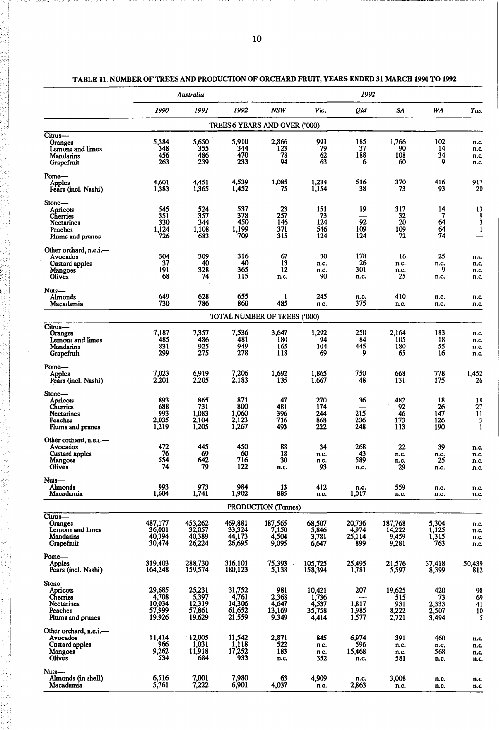## TABLE 11. NUMBER OF TREES AND PRODUCTION OF ORCHARD FRUIT, YEARS ENDED 31 MARCH 1990 TO 1992

| | *Australia* | | | *1992* | | | | | |
|---|---|---|---|---|---|---|---|---|---|
| | *1990* | *1991* | *1992* | *NSW* | *Vic.* | *Qld* | *SA* | *WA* | *Tas.* |
| | | | TREES 6 YEARS AND OVER ('000) | | | | | | |
| **Citrus—** | | | | | | | | | |
| Oranges | 5,384 | 5,650 | 5,910 | 2,866 | 991 | 185 | 1,766 | 102 | n.c. |
| Lemons and limes | 348 | 355 | 344 | 123 | 79 | 37 | 90 | 14 | n.c. |
| Mandarins | 456 | 486 | 470 | 78 | 62 | 188 | 108 | 34 | n.c. |
| Grapefruit | 263 | 239 | 233 | 94 | 63 | 6 | 60 | 9 | n.c. |
| **Pome—** | | | | | | | | | |
| Apples | 4,601 | 4,451 | 4,539 | 1,085 | 1,234 | 516 | 370 | 416 | 917 |
| Pears (incl. Nashi) | 1,383 | 1,365 | 1,452 | 75 | 1,154 | 38 | 73 | 93 | 20 |
| **Stone—** | | | | | | | | | |
| Apricots | 545 | 524 | 537 | 23 | 151 | 19 | 317 | 14 | 13 |
| Cherries | 351 | 357 | 378 | 257 | 73 | — | 32 | 7 | 9 |
| Nectarines | 330 | 344 | 450 | 146 | 124 | 92 | 20 | 64 | 3 |
| Peaches | 1,124 | 1,108 | 1,199 | 371 | 546 | 109 | 109 | 64 | 1 |
| Plums and prunes | 726 | 683 | 709 | 315 | 124 | 124 | 72 | 74 | — |
| **Other orchard, n.e.i.—** | | | | | | | | | |
| Avocados | 304 | 309 | 316 | 67 | 30 | 178 | 16 | 25 | n.c. |
| Custard apples | 37 | 40 | 40 | 13 | n.c. | 26 | n.c. | n.c. | n.c. |
| Mangoes | 191 | 328 | 365 | 12 | n.c. | 301 | n.c. | 9 | n.c. |
| Olives | 68 | 74 | 115 | n.c. | 90 | n.c. | 25 | n.c. | n.c. |
| **Nuts—** | | | | | | | | | |
| Almonds | 649 | 628 | 655 | 1 | 245 | n.c. | 410 | n.c. | n.c. |
| Macadamia | 730 | 786 | 860 | 485 | n.c. | 375 | n.c. | n.c. | n.c. |
| | | | TOTAL NUMBER OF TREES ('000) | | | | | | |
| **Citrus—** | | | | | | | | | |
| Oranges | 7,187 | 7,357 | 7,536 | 3,647 | 1,292 | 250 | 2,164 | 183 | n.c. |
| Lemons and limes | 485 | 486 | 481 | 180 | 94 | 84 | 105 | 18 | n.c. |
| Mandarins | 831 | 925 | 949 | 165 | 104 | 445 | 180 | 55 | n.c. |
| Grapefruit | 299 | 275 | 278 | 118 | 69 | 9 | 65 | 16 | n.c. |
| **Pome—** | | | | | | | | | |
| Apples | 7,023 | 6,919 | 7,206 | 1,692 | 1,865 | 750 | 668 | 778 | 1,452 |
| Pears (incl. Nashi) | 2,201 | 2,205 | 2,183 | 135 | 1,667 | 48 | 131 | 175 | 26 |
| **Stone—** | | | | | | | | | |
| Apricots | 893 | 865 | 871 | 47 | 270 | 36 | 482 | 18 | 18 |
| Cherries | 688 | 731 | 800 | 481 | 174 | — | 92 | 26 | 27 |
| Nectarines | 993 | 1,083 | 1,060 | 396 | 244 | 215 | 46 | 147 | 11 |
| Peaches | 2,035 | 2,104 | 2,123 | 716 | 868 | 236 | 173 | 126 | 3 |
| Plums and prunes | 1,219 | 1,205 | 1,267 | 493 | 222 | 248 | 113 | 190 | 1 |
| **Other orchard, n.e.i.—** | | | | | | | | | |
| Avocados | 472 | 445 | 450 | 88 | 34 | 268 | 22 | 39 | n.c. |
| Custard apples | 76 | 69 | 60 | 18 | n.c. | 43 | n.c. | n.c. | n.c. |
| Mangoes | 554 | 642 | 716 | 30 | n.c. | 589 | n.c. | 25 | n.c. |
| Olives | 74 | 79 | 122 | n.c. | 93 | n.c. | 29 | n.c. | n.c. |
| **Nuts—** | | | | | | | | | |
| Almonds | 993 | 973 | 984 | 13 | 412 | n.c. | 559 | n.c. | n.c. |
| Macadamia | 1,604 | 1,741 | 1,902 | 885 | n.c. | 1,017 | n.c. | n.c. | n.c. |
| | | | PRODUCTION (Tonnes) | | | | | | |
| **Citrus—** | | | | | | | | | |
| Oranges | 487,177 | 453,262 | 469,881 | 187,565 | 68,507 | 20,736 | 187,768 | 5,304 | n.c. |
| Lemons and limes | 36,001 | 32,057 | 33,324 | 7,150 | 5,846 | 4,974 | 14,222 | 1,125 | n.c. |
| Mandarins | 40,394 | 40,389 | 44,173 | 4,504 | 3,781 | 25,114 | 9,459 | 1,315 | n.c. |
| Grapefruit | 30,474 | 26,224 | 26,695 | 9,095 | 6,647 | 899 | 9,281 | 763 | n.c. |
| **Pome—** | | | | | | | | | |
| Apples | 319,403 | 288,730 | 316,101 | 75,393 | 105,725 | 25,495 | 21,576 | 37,418 | 50,439 |
| Pears (incl. Nashi) | 164,248 | 159,574 | 180,123 | 5,138 | 158,394 | 1,781 | 5,597 | 8,399 | 812 |
| **Stone—** | | | | | | | | | |
| Apricots | 29,685 | 25,231 | 31,752 | 981 | 10,421 | 207 | 19,625 | 420 | 98 |
| Cherries | 4,708 | 5,397 | 4,761 | 2,368 | 1,736 | — | 515 | 73 | 69 |
| Nectarines | 10,034 | 12,319 | 14,306 | 4,647 | 4,537 | 1,817 | 931 | 2,333 | 41 |
| Peaches | 57,999 | 57,861 | 61,652 | 13,169 | 35,758 | 1,985 | 8,222 | 2,507 | 10 |
| Plums and prunes | 19,926 | 19,629 | 21,559 | 9,349 | 4,414 | 1,577 | 2,721 | 3,494 | 5 |
| **Other orchard, n.e.i.—** | | | | | | | | | |
| Avocados | 11,414 | 12,005 | 11,542 | 2,871 | 845 | 6,974 | 391 | 460 | n.c. |
| Custard apples | 966 | 1,031 | 1,118 | 522 | n.c. | 596 | n.c. | n.c. | n.c. |
| Mangoes | 9,262 | 11,918 | 17,252 | 183 | n.c. | 15,468 | n.c. | 568 | n.c. |
| Olives | 534 | 684 | 933 | n.c. | 352 | n.c. | 581 | n.c. | n.c. |
| **Nuts—** | | | | | | | | | |
| Almonds (in shell) | 6,516 | 7,001 | 7,980 | 63 | 4,909 | n.c. | 3,008 | n.c. | n.c. |
| Macadamia | 5,761 | 7,222 | 6,901 | 4,037 | n.c. | 2,863 | n.c. | n.c. | n.c. |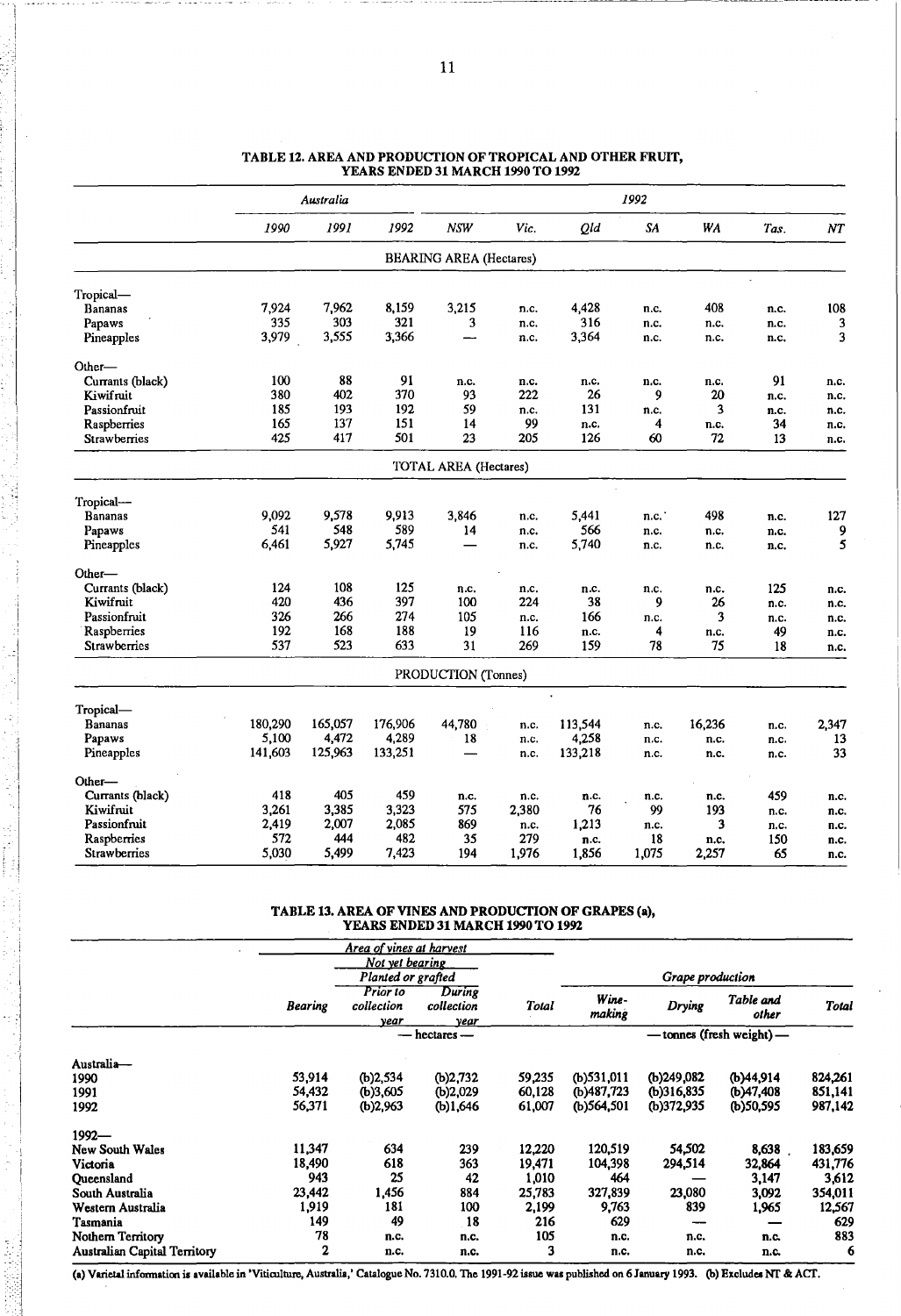## TABLE 12. AREA AND PRODUCTION OF TROPICAL AND OTHER FRUIT, YEARS ENDED 31 MARCH 1990 TO 1992

| | Australia | | | 1992 | | | | | | |
|---|---|---|---|---|---|---|---|---|---|---|
| | *1990* | *1991* | *1992* | *NSW* | *Vic.* | *Qld* | *SA* | *WA* | *Tas.* | *NT* |
| **BEARING AREA (Hectares)** | | | | | | | | | | |
| Tropical— | | | | | | | | | | |
| Bananas | 7,924 | 7,962 | 8,159 | 3,215 | n.c. | 4,428 | n.c. | 408 | n.c. | 108 |
| Papaws | 335 | 303 | 321 | 3 | n.c. | 316 | n.c. | n.c. | n.c. | 3 |
| Pineapples | 3,979 | 3,555 | 3,366 | — | n.c. | 3,364 | n.c. | n.c. | n.c. | 3 |
| Other— | | | | | | | | | | |
| Currants (black) | 100 | 88 | 91 | n.c. | n.c. | n.c. | n.c. | n.c. | 91 | n.c. |
| Kiwifruit | 380 | 402 | 370 | 93 | 222 | 26 | 9 | 20 | n.c. | n.c. |
| Passionfruit | 185 | 193 | 192 | 59 | n.c. | 131 | n.c. | 3 | n.c. | n.c. |
| Raspberries | 165 | 137 | 151 | 14 | 99 | n.c. | 4 | n.c. | 34 | n.c. |
| Strawberries | 425 | 417 | 501 | 23 | 205 | 126 | 60 | 72 | 13 | n.c. |
| **TOTAL AREA (Hectares)** | | | | | | | | | | |
| Tropical— | | | | | | | | | | |
| Bananas | 9,092 | 9,578 | 9,913 | 3,846 | n.c. | 5,441 | n.c. | 498 | n.c. | 127 |
| Papaws | 541 | 548 | 589 | 14 | n.c. | 566 | n.c. | n.c. | n.c. | 9 |
| Pineapples | 6,461 | 5,927 | 5,745 | — | n.c. | 5,740 | n.c. | n.c. | n.c. | 5 |
| Other— | | | | | | | | | | |
| Currants (black) | 124 | 108 | 125 | n.c. | n.c. | n.c. | n.c. | n.c. | 125 | n.c. |
| Kiwifruit | 420 | 436 | 397 | 100 | 224 | 38 | 9 | 26 | n.c. | n.c. |
| Passionfruit | 326 | 266 | 274 | 105 | n.c. | 166 | n.c. | 3 | n.c. | n.c. |
| Raspberries | 192 | 168 | 188 | 19 | 116 | n.c. | 4 | n.c. | 49 | n.c. |
| Strawberries | 537 | 523 | 633 | 31 | 269 | 159 | 78 | 75 | 18 | n.c. |
| **PRODUCTION (Tonnes)** | | | | | | | | | | |
| Tropical— | | | | | | | | | | |
| Bananas | 180,290 | 165,057 | 176,906 | 44,780 | n.c. | 113,544 | n.c. | 16,236 | n.c. | 2,347 |
| Papaws | 5,100 | 4,472 | 4,289 | 18 | n.c. | 4,258 | n.c. | n.c. | n.c. | 13 |
| Pineapples | 141,603 | 125,963 | 133,251 | — | n.c. | 133,218 | n.c. | n.c. | n.c. | 33 |
| Other— | | | | | | | | | | |
| Currants (black) | 418 | 405 | 459 | n.c. | n.c. | n.c. | n.c. | n.c. | 459 | n.c. |
| Kiwifruit | 3,261 | 3,385 | 3,323 | 575 | 2,380 | 76 | 99 | 193 | n.c. | n.c. |
| Passionfruit | 2,419 | 2,007 | 2,085 | 869 | n.c. | 1,213 | n.c. | 3 | n.c. | n.c. |
| Raspberries | 572 | 444 | 482 | 35 | 279 | n.c. | 18 | n.c. | 150 | n.c. |
| Strawberries | 5,030 | 5,499 | 7,423 | 194 | 1,976 | 1,856 | 1,075 | 2,257 | 65 | n.c. |

## TABLE 13. AREA OF VINES AND PRODUCTION OF GRAPES (a), YEARS ENDED 31 MARCH 1990 TO 1992

| | Area of vines at harvest | | | | Grape production | | | |
|---|---|---|---|---|---|---|---|---|
| | | Not yet bearing — Planted or grafted | | | | | | |
| | Bearing | Prior to collection year | During collection year | Total | Wine-making | Drying | Table and other | Total |
| | — hectares — | | | | — tonnes (fresh weight) — | | | |
| Australia— | | | | | | | | |
| 1990 | 53,914 | (b)2,534 | (b)2,732 | 59,235 | (b)531,011 | (b)249,082 | (b)44,914 | 824,261 |
| 1991 | 54,432 | (b)3,605 | (b)2,029 | 60,128 | (b)487,723 | (b)316,835 | (b)47,408 | 851,141 |
| 1992 | 56,371 | (b)2,963 | (b)1,646 | 61,007 | (b)564,501 | (b)372,935 | (b)50,595 | 987,142 |
| 1992— | | | | | | | | |
| New South Wales | 11,347 | 634 | 239 | 12,220 | 120,519 | 54,502 | 8,638 | 183,659 |
| Victoria | 18,490 | 618 | 363 | 19,471 | 104,398 | 294,514 | 32,864 | 431,776 |
| Queensland | 943 | 25 | 42 | 1,010 | 464 | — | 3,147 | 3,612 |
| South Australia | 23,442 | 1,456 | 884 | 25,783 | 327,839 | 23,080 | 3,092 | 354,011 |
| Western Australia | 1,919 | 181 | 100 | 2,199 | 9,763 | 839 | 1,965 | 12,567 |
| Tasmania | 149 | 49 | 18 | 216 | 629 | — | — | 629 |
| Nothern Territory | 78 | n.c. | n.c. | 105 | n.c. | n.c. | n.c. | 883 |
| Australian Capital Territory | 2 | n.c. | n.c. | 3 | n.c. | n.c. | n.c. | 6 |

(a) Varietal information is available in 'Viticulture, Australia,' Catalogue No. 7310.0. The 1991-92 issue was published on 6 January 1993. (b) Excludes NT & ACT.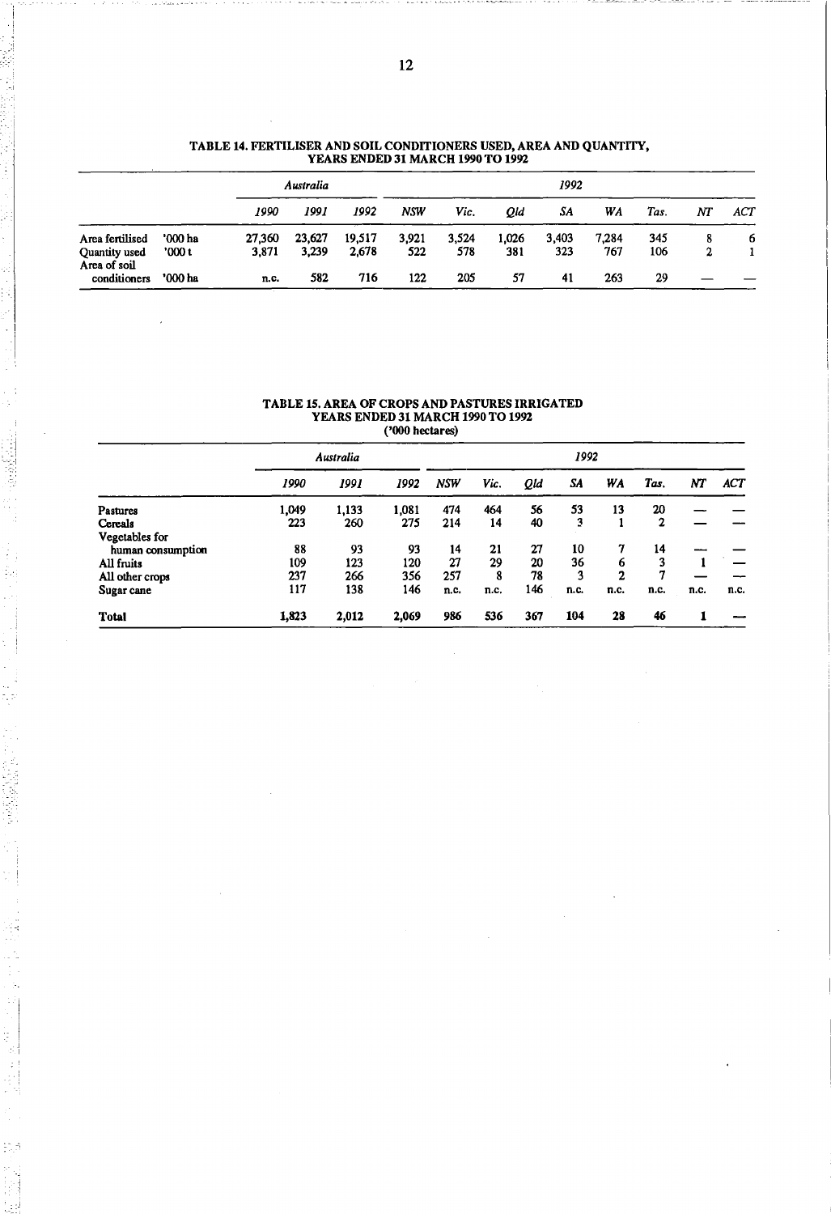### TABLE 14. FERTILISER AND SOIL CONDITIONERS USED, AREA AND QUANTITY, YEARS ENDED 31 MARCH 1990 TO 1992

| | | *Australia* | | | *1992* | | | | | | | |
|---|---|---|---|---|---|---|---|---|---|---|---|---|
| | | *1990* | *1991* | *1992* | *NSW* | *Vic.* | *Qld* | *SA* | *WA* | *Tas.* | *NT* | *ACT* |
| Area fertilised | '000 ha | 27,360 | 23,627 | 19,517 | 3,921 | 3,524 | 1,026 | 3,403 | 7,284 | 345 | 8 | 6 |
| Quantity used | '000 t | 3,871 | 3,239 | 2,678 | 522 | 578 | 381 | 323 | 767 | 106 | 2 | 1 |
| Area of soil conditioners | '000 ha | n.c. | 582 | 716 | 122 | 205 | 57 | 41 | 263 | 29 | — | — |

### TABLE 15. AREA OF CROPS AND PASTURES IRRIGATED YEARS ENDED 31 MARCH 1990 TO 1992 ('000 hectares)

| | *Australia* | | | *1992* | | | | | | | |
|---|---|---|---|---|---|---|---|---|---|---|---|
| | *1990* | *1991* | *1992* | *NSW* | *Vic.* | *Qld* | *SA* | *WA* | *Tas.* | *NT* | *ACT* |
| Pastures | 1,049 | 1,133 | 1,081 | 474 | 464 | 56 | 53 | 13 | 20 | — | — |
| Cereals | 223 | 260 | 275 | 214 | 14 | 40 | 3 | 1 | 2 | — | — |
| Vegetables for human consumption | 88 | 93 | 93 | 14 | 21 | 27 | 10 | 7 | 14 | — | — |
| All fruits | 109 | 123 | 120 | 27 | 29 | 20 | 36 | 6 | 3 | 1 | — |
| All other crops | 237 | 266 | 356 | 257 | 8 | 78 | 3 | 2 | 7 | — | — |
| Sugar cane | 117 | 138 | 146 | n.c. | n.c. | 146 | n.c. | n.c. | n.c. | n.c. | n.c. |
| **Total** | **1,823** | **2,012** | **2,069** | **986** | **536** | **367** | **104** | **28** | **46** | **1** | **—** |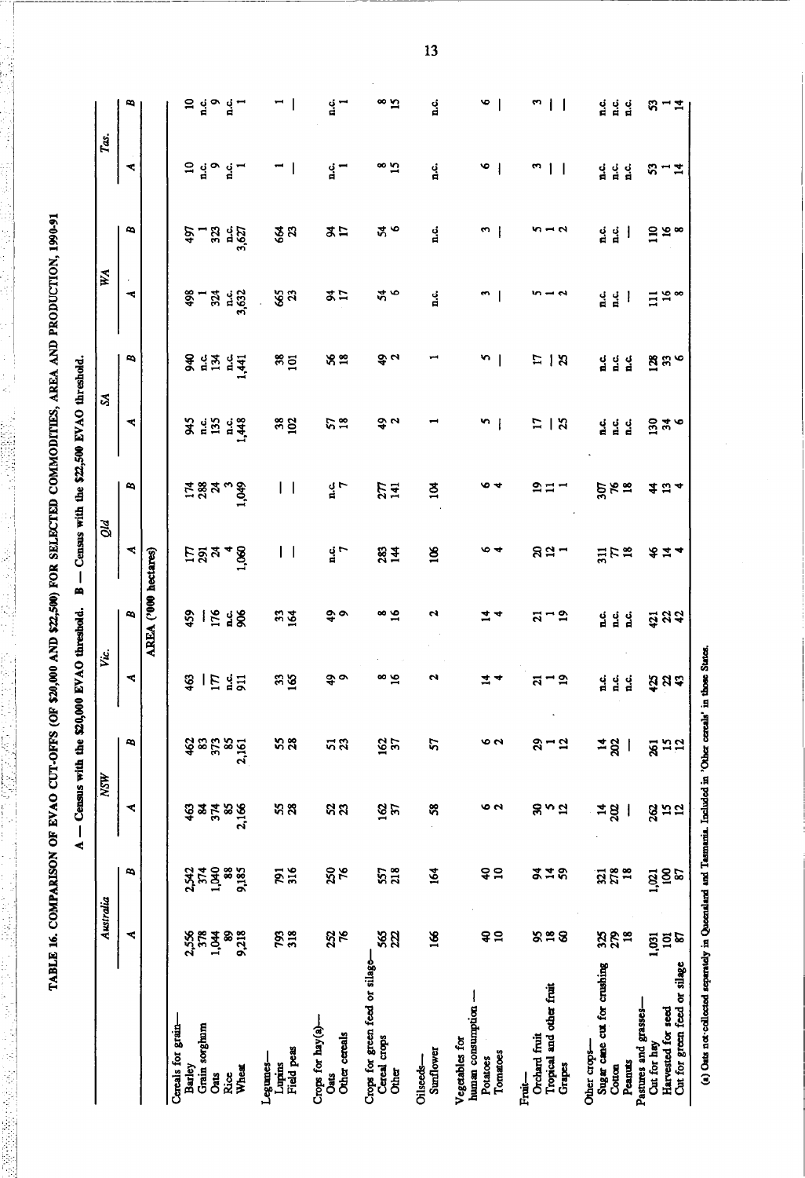TABLE 16. COMPARISON OF EVAO CUT-OFFS (OF $20,000 AND $22,500) FOR SELECTED COMMODITIES, AREA AND PRODUCTION, 1990-91

A — Census with the $20,000 EVAO threshold. B — Census with the $22,500 EVAO threshold.

| | Australia | | NSW | | Vic. | | Qld | | SA | | WA | | Tas. | |
|---|---|---|---|---|---|---|---|---|---|---|---|---|---|---|
| | A | B | A | B | A | B | A | B | A | B | A | B | A | B |
| | AREA ('000 hectares) | | | | | | | | | | | | | |
| **Cereals for grain—** | | | | | | | | | | | | | | |
| Barley | 2,556 | 2,542 | 463 | 462 | 463 | 459 | 177 | 174 | 945 | 940 | 498 | 497 | 10 | 10 |
| Grain sorghum | 378 | 374 | 84 | 83 | — | — | 291 | 288 | n.c. | n.c. | 1 | 1 | n.c. | n.c. |
| Oats | 1,044 | 1,040 | 374 | 373 | 177 | 176 | 24 | 24 | 135 | 134 | 324 | 323 | 9 | 9 |
| Rice | 89 | 88 | 85 | 85 | n.c. | n.c. | 4 | 3 | n.c. | n.c. | n.c. | n.c. | n.c. | n.c. |
| Wheat | 9,218 | 9,185 | 2,166 | 2,161 | 911 | 906 | 1,060 | 1,049 | 1,448 | 1,441 | 3,632 | 3,627 | 1 | 1 |
| **Legumes—** | | | | | | | | | | | | | | |
| Lupins | 793 | 791 | 55 | 55 | 33 | 33 | — | — | 38 | 38 | 665 | 664 | 1 | 1 |
| Field peas | 318 | 316 | 28 | 28 | 165 | 164 | — | — | 102 | 101 | 23 | 23 | — | — |
| **Crops for hay(a)—** | | | | | | | | | | | | | | |
| Oats | 252 | 250 | 52 | 51 | 49 | 49 | n.c. | n.c. | 57 | 56 | 94 | 94 | n.c. | n.c. |
| Other cereals | 76 | 76 | 23 | 23 | 9 | 9 | 7 | 7 | 18 | 18 | 17 | 17 | 1 | 1 |
| **Crops for green feed or silage—** | | | | | | | | | | | | | | |
| Cereal crops | 565 | 557 | 162 | 162 | 8 | 8 | 283 | 277 | 49 | 49 | 54 | 54 | 8 | 8 |
| Other | 222 | 218 | 37 | 37 | 16 | 16 | 144 | 141 | 2 | 2 | 6 | 6 | 15 | 15 |
| **Oilseeds—** | | | | | | | | | | | | | | |
| Sunflower | 166 | 164 | 58 | 57 | 2 | 2 | 106 | 104 | 1 | 1 | n.c. | n.c. | n.c. | n.c. |
| **Vegetables for human consumption —** | | | | | | | | | | | | | | |
| Potatoes | 40 | 40 | 6 | 6 | 14 | 14 | 6 | 6 | 5 | 5 | 3 | 3 | 6 | 6 |
| Tomatoes | 10 | 10 | 2 | 2 | 4 | 4 | 4 | 4 | — | — | — | — | — | — |
| **Fruit—** | | | | | | | | | | | | | | |
| Orchard fruit | 95 | 94 | 30 | 29 | 21 | 21 | 20 | 19 | 17 | 17 | 5 | 5 | 3 | 3 |
| Tropical and other fruit | 18 | 14 | 5 | 1 | 1 | 1 | 12 | 11 | — | — | 1 | 1 | — | — |
| Grapes | 60 | 59 | 12 | 12 | 19 | 19 | 1 | 1 | 25 | 25 | 2 | 2 | — | — |
| **Other crops—** | | | | | | | | | | | | | | |
| Sugar cane cut for crushing | 325 | 321 | 14 | 14 | n.c. | n.c. | 311 | 307 | n.c. | n.c. | n.c. | n.c. | n.c. | n.c. |
| Cotton | 279 | 278 | 202 | 202 | n.c. | n.c. | 77 | 76 | n.c. | n.c. | n.c. | n.c. | n.c. | n.c. |
| Peanuts | 18 | 18 | — | — | n.c. | n.c. | 18 | 18 | n.c. | n.c. | — | — | n.c. | n.c. |
| **Pastures and grasses—** | | | | | | | | | | | | | | |
| Cut for hay | 1,031 | 1,021 | 262 | 261 | 425 | 421 | 46 | 44 | 130 | 128 | 111 | 110 | 53 | 53 |
| Harvested for seed | 101 | 100 | 15 | 15 | 22 | 22 | 14 | 13 | 34 | 33 | 16 | 16 | 1 | 1 |
| Cut for green feed or silage | 87 | 87 | 12 | 12 | 43 | 42 | 4 | 4 | 6 | 6 | 8 | 8 | 14 | 14 |

(a) Oats not collected separately in Queensland and Tasmania. Included in 'Other cereals' in those States.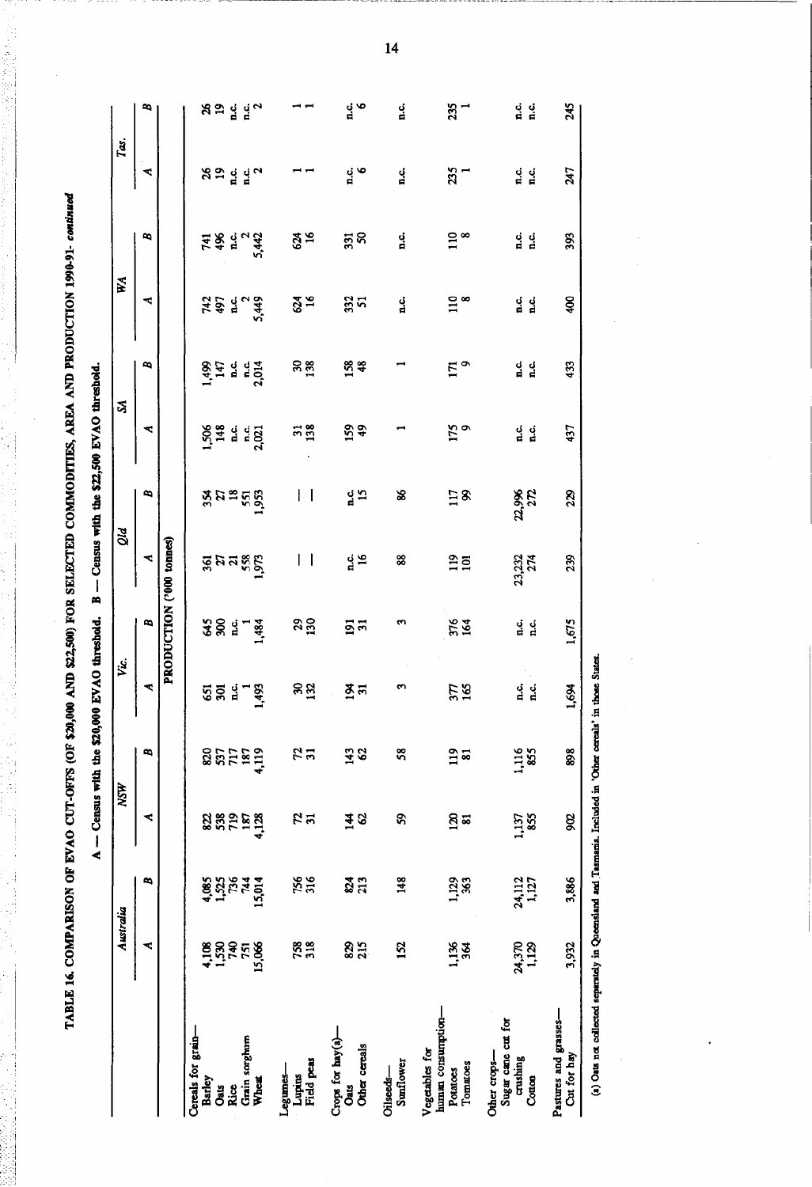TABLE 16. COMPARISON OF EVAO CUT-OFFS (OF $20,000 AND $22,500) FOR SELECTED COMMODITIES, AREA AND PRODUCTION 1990-91- *continued*

A — Census with the $20,000 EVAO threshold. B — Census with the $22,500 EVAO threshold.

| | Australia | | NSW | | Vic. | | Qld | | SA | | WA | | Tas. | |
|---|---|---|---|---|---|---|---|---|---|---|---|---|---|---|
| | A | B | A | B | A | B | A | B | A | B | A | B | A | B |
| | | | | | PRODUCTION ('000 tonnes) | | | | | | | | | |
| Cereals for grain— | | | | | | | | | | | | | | |
| Barley | 4,108 | 4,085 | 822 | 820 | 651 | 645 | 361 | 354 | 1,506 | 1,499 | 742 | 741 | 26 | 26 |
| Oats | 1,530 | 1,525 | 538 | 537 | 301 | 300 | 27 | 27 | 148 | 147 | 497 | 496 | 19 | 19 |
| Rice | 740 | 736 | 719 | 717 | n.c. | n.c. | 21 | 18 | n.c. | n.c. | n.c. | n.c. | n.c. | n.c. |
| Grain sorghum | 751 | 744 | 187 | 187 | 1 | 1 | 558 | 551 | n.c. | n.c. | 2 | 2 | n.c. | n.c. |
| Wheat | 15,066 | 15,014 | 4,128 | 4,119 | 1,493 | 1,484 | 1,973 | 1,953 | 2,021 | 2,014 | 5,449 | 5,442 | 2 | 2 |
| Legumes— | | | | | | | | | | | | | | |
| Lupins | 758 | 756 | 72 | 72 | 30 | 29 | — | — | 31 | 30 | 624 | 624 | 1 | 1 |
| Field peas | 318 | 316 | 31 | 31 | 132 | 130 | — | — | 138 | 138 | 16 | 16 | 1 | 1 |
| Crops for hay(a)— | | | | | | | | | | | | | | |
| Oats | 829 | 824 | 144 | 143 | 194 | 191 | n.c. | n.c. | 159 | 158 | 332 | 331 | n.c. | n.c. |
| Other cereals | 215 | 213 | 62 | 62 | 31 | 31 | 16 | 15 | 49 | 48 | 51 | 50 | 6 | 6 |
| Oilseeds— | | | | | | | | | | | | | | |
| Sunflower | 152 | 148 | 59 | 58 | 3 | 3 | 88 | 86 | 1 | 1 | n.c. | n.c. | n.c. | n.c. |
| Vegetables for human consumption— | | | | | | | | | | | | | | |
| Potatoes | 1,136 | 1,129 | 120 | 119 | 377 | 376 | 119 | 117 | 175 | 171 | 110 | 110 | 235 | 235 |
| Tomatoes | 364 | 363 | 81 | 81 | 165 | 164 | 101 | 99 | 9 | 9 | 8 | 8 | 1 | 1 |
| Other crops— | | | | | | | | | | | | | | |
| Sugar cane cut for crushing | 24,370 | 24,112 | 1,137 | 1,116 | n.c. | n.c. | 23,232 | 22,996 | n.c. | n.c. | n.c. | n.c. | n.c. | n.c. |
| Cotton | 1,129 | 1,127 | 855 | 855 | n.c. | n.c. | 274 | 272 | n.c. | n.c. | n.c. | n.c. | n.c. | n.c. |
| Pastures and grasses— | | | | | | | | | | | | | | |
| Cut for hay | 3,932 | 3,886 | 902 | 898 | 1,694 | 1,675 | 239 | 229 | 437 | 433 | 400 | 393 | 247 | 245 |

(a) Oats not collected separately in Queensland and Tasmania. Included in 'Other cereals' in those States.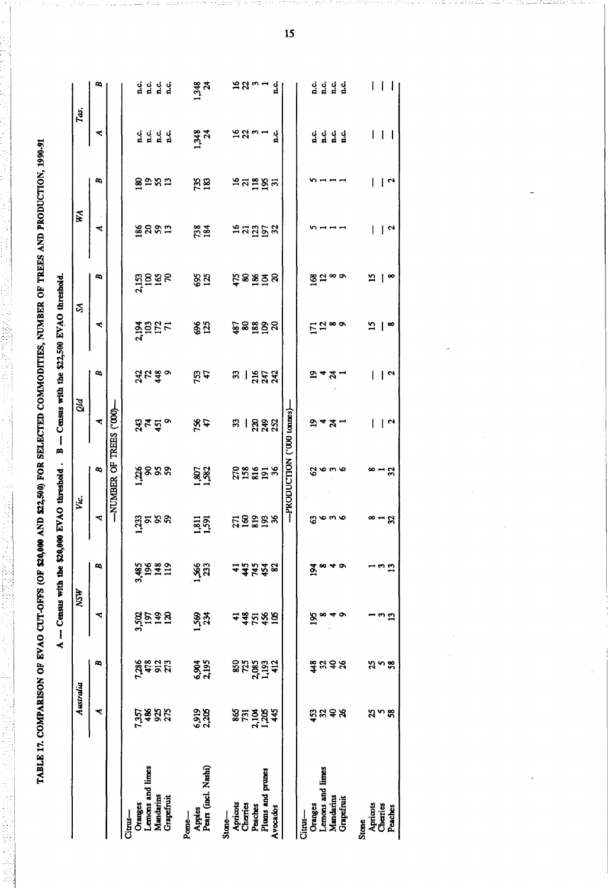## TABLE 17. COMPARISON OF EVAO CUT-OFFS (OF $20,000 AND $22,500) FOR SELECTED COMMODITIES, NUMBER OF TREES AND PRODUCTION, 1990-91

A — Census with the $20,000 EVAO threshold . B — Census with the $22,500 EVAO threshold.

| | Australia | | NSW | | Vic. | | Qld | | SA | | WA | | Tas. | |
|---|---|---|---|---|---|---|---|---|---|---|---|---|---|---|
| | A | B | A | B | A | B | A | B | A | B | A | B | A | B |
| | | | | | —NUMBER OF TREES ('000)— | | | | | | | | | |
| Citrus— | | | | | | | | | | | | | | |
| Oranges | 7,357 | 7,286 | 3,502 | 3,485 | 1,233 | 1,226 | 243 | 242 | 2,194 | 2,153 | 186 | 180 | n.c. | n.c. |
| Lemons and limes | 486 | 478 | 197 | 196 | 91 | 90 | 74 | 72 | 103 | 100 | 20 | 19 | n.c. | n.c. |
| Mandarins | 925 | 912 | 149 | 148 | 95 | 95 | 451 | 448 | 172 | 165 | 59 | 55 | n.c. | n.c. |
| Grapefruit | 275 | 273 | 120 | 119 | 59 | 59 | 9 | 9 | 71 | 70 | 13 | 13 | n.c. | n.c. |
| Pome— | | | | | | | | | | | | | | |
| Apples | 6,919 | 6,904 | 1,569 | 1,566 | 1,811 | 1,807 | 756 | 753 | 696 | 695 | 738 | 735 | 1,348 | 1,348 |
| Pears (incl. Nashi) | 2,205 | 2,195 | 234 | 233 | 1,591 | 1,582 | 47 | 47 | 125 | 125 | 184 | 183 | 24 | 24 |
| Stone— | | | | | | | | | | | | | | |
| Apricots | 865 | 850 | 41 | 41 | 271 | 270 | 33 | 33 | 487 | 475 | 16 | 16 | 16 | 16 |
| Cherries | 731 | 725 | 448 | 445 | 160 | 158 | — | — | 80 | 80 | 21 | 21 | 22 | 22 |
| Peaches | 2,104 | 2,085 | 751 | 745 | 819 | 816 | 220 | 216 | 188 | 186 | 123 | 118 | 3 | 3 |
| Plums and prunes | 1,205 | 1,193 | 456 | 454 | 193 | 191 | 249 | 247 | 109 | 104 | 197 | 195 | 1 | 1 |
| Avocados | 445 | 412 | 105 | 82 | 36 | 36 | 252 | 242 | 20 | 20 | 32 | 31 | n.c. | n.c. |
| | | | | | —PRODUCTION ('000 tonnes)— | | | | | | | | | |
| Citrus— | | | | | | | | | | | | | | |
| Oranges | 453 | 448 | 195 | 194 | 63 | 62 | 19 | 19 | 171 | 168 | 5 | 5 | n.c. | n.c. |
| Lemons and limes | 32 | 32 | 8 | 8 | 6 | 6 | 4 | 4 | 12 | 12 | 1 | 1 | n.c. | n.c. |
| Mandarins | 40 | 40 | 4 | 4 | 3 | 3 | 24 | 24 | 8 | 8 | 1 | 1 | n.c. | n.c. |
| Grapefruit | 26 | 26 | 9 | 9 | 6 | 6 | 1 | 1 | 9 | 9 | 1 | 1 | n.c. | n.c. |
| Stone | | | | | | | | | | | | | | |
| Apricots | 25 | 25 | 1 | 1 | 8 | 8 | — | — | 15 | 15 | — | — | — | — |
| Cherries | 5 | 5 | 3 | 3 | 1 | 1 | — | — | — | — | — | — | — | — |
| Peaches | 58 | 58 | 13 | 13 | 32 | 32 | 2 | 2 | 8 | 8 | 2 | 2 | — | — |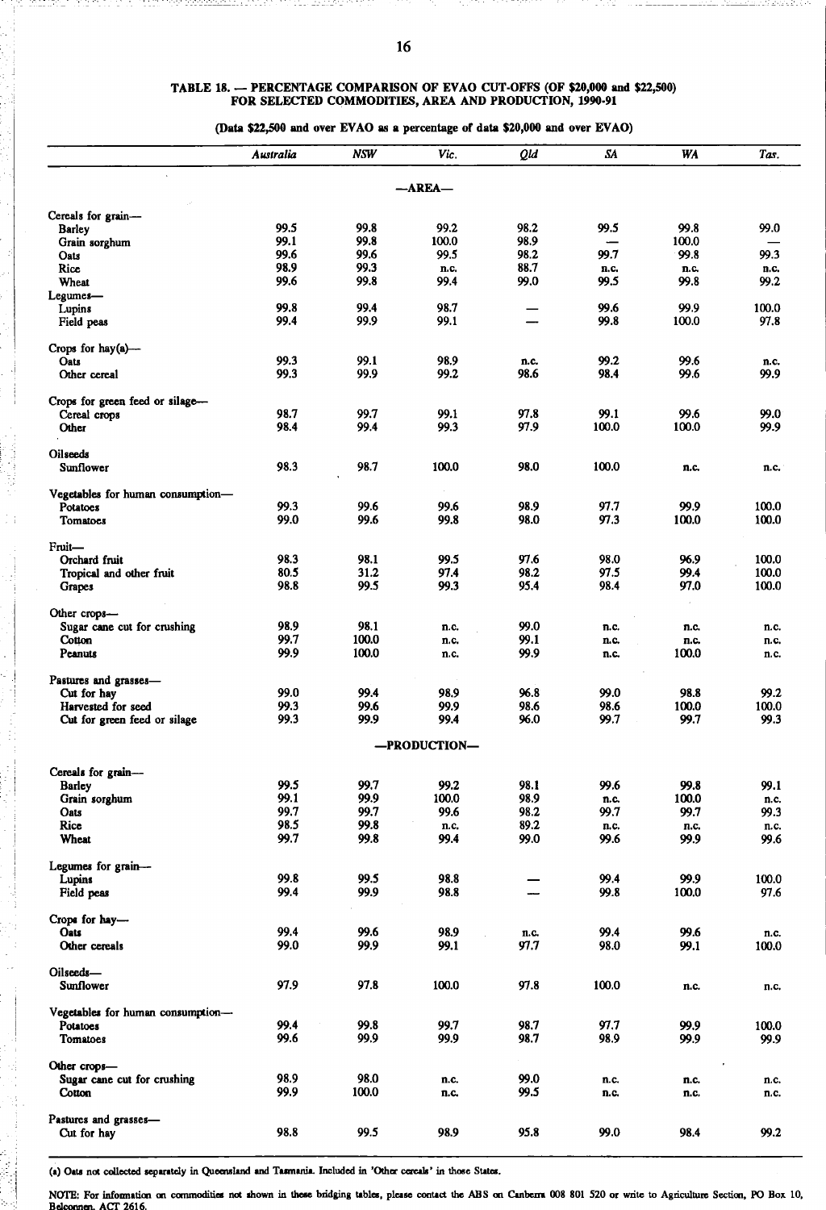# TABLE 18. — PERCENTAGE COMPARISON OF EVAO CUT-OFFS (OF $20,000 and $22,500) FOR SELECTED COMMODITIES, AREA AND PRODUCTION, 1990-91

(Data $22,500 and over EVAO as a percentage of data $20,000 and over EVAO)

| | Australia | NSW | Vic. | Qld | SA | WA | Tas. |
|---|---|---|---|---|---|---|---|
| | | | —AREA— | | | | |
| Cereals for grain— | | | | | | | |
| Barley | 99.5 | 99.8 | 99.2 | 98.2 | 99.5 | 99.8 | 99.0 |
| Grain sorghum | 99.1 | 99.8 | 100.0 | 98.9 | — | 100.0 | — |
| Oats | 99.6 | 99.6 | 99.5 | 98.2 | 99.7 | 99.8 | 99.3 |
| Rice | 98.9 | 99.3 | n.c. | 88.7 | n.c. | n.c. | n.c. |
| Wheat | 99.6 | 99.8 | 99.4 | 99.0 | 99.5 | 99.8 | 99.2 |
| Legumes— | | | | | | | |
| Lupins | 99.8 | 99.4 | 98.7 | — | 99.6 | 99.9 | 100.0 |
| Field peas | 99.4 | 99.9 | 99.1 | — | 99.8 | 100.0 | 97.8 |
| Crops for hay(a)— | | | | | | | |
| Oats | 99.3 | 99.1 | 98.9 | n.c. | 99.2 | 99.6 | n.c. |
| Other cereal | 99.3 | 99.9 | 99.2 | 98.6 | 98.4 | 99.6 | 99.9 |
| Crops for green feed or silage— | | | | | | | |
| Cereal crops | 98.7 | 99.7 | 99.1 | 97.8 | 99.1 | 99.6 | 99.0 |
| Other | 98.4 | 99.4 | 99.3 | 97.9 | 100.0 | 100.0 | 99.9 |
| Oilseeds | | | | | | | |
| Sunflower | 98.3 | 98.7 | 100.0 | 98.0 | 100.0 | n.c. | n.c. |
| Vegetables for human consumption— | | | | | | | |
| Potatoes | 99.3 | 99.6 | 99.6 | 98.9 | 97.7 | 99.9 | 100.0 |
| Tomatoes | 99.0 | 99.6 | 99.8 | 98.0 | 97.3 | 100.0 | 100.0 |
| Fruit— | | | | | | | |
| Orchard fruit | 98.3 | 98.1 | 99.5 | 97.6 | 98.0 | 96.9 | 100.0 |
| Tropical and other fruit | 80.5 | 31.2 | 97.4 | 98.2 | 97.5 | 99.4 | 100.0 |
| Grapes | 98.8 | 99.5 | 99.3 | 95.4 | 98.4 | 97.0 | 100.0 |
| Other crops— | | | | | | | |
| Sugar cane cut for crushing | 98.9 | 98.1 | n.c. | 99.0 | n.c. | n.c. | n.c. |
| Cotton | 99.7 | 100.0 | n.c. | 99.1 | n.c. | n.c. | n.c. |
| Peanuts | 99.9 | 100.0 | n.c. | 99.9 | n.c. | 100.0 | n.c. |
| Pastures and grasses— | | | | | | | |
| Cut for hay | 99.0 | 99.4 | 98.9 | 96.8 | 99.0 | 98.8 | 99.2 |
| Harvested for seed | 99.3 | 99.6 | 99.9 | 98.6 | 98.6 | 100.0 | 100.0 |
| Cut for green feed or silage | 99.3 | 99.9 | 99.4 | 96.0 | 99.7 | 99.7 | 99.3 |
| | | | —PRODUCTION— | | | | |
| Cereals for grain— | | | | | | | |
| Barley | 99.5 | 99.7 | 99.2 | 98.1 | 99.6 | 99.8 | 99.1 |
| Grain sorghum | 99.1 | 99.9 | 100.0 | 98.9 | n.c. | 100.0 | n.c. |
| Oats | 99.7 | 99.7 | 99.6 | 98.2 | 99.7 | 99.7 | 99.3 |
| Rice | 98.5 | 99.8 | n.c. | 89.2 | n.c. | n.c. | n.c. |
| Wheat | 99.7 | 99.8 | 99.4 | 99.0 | 99.6 | 99.9 | 99.6 |
| Legumes for grain— | | | | | | | |
| Lupins | 99.8 | 99.5 | 98.8 | — | 99.4 | 99.9 | 100.0 |
| Field peas | 99.4 | 99.9 | 98.8 | — | 99.8 | 100.0 | 97.6 |
| Crops for hay— | | | | | | | |
| Oats | 99.4 | 99.6 | 98.9 | n.c. | 99.4 | 99.6 | n.c. |
| Other cereals | 99.0 | 99.9 | 99.1 | 97.7 | 98.0 | 99.1 | 100.0 |
| Oilseeds— | | | | | | | |
| Sunflower | 97.9 | 97.8 | 100.0 | 97.8 | 100.0 | n.c. | n.c. |
| Vegetables for human consumption— | | | | | | | |
| Potatoes | 99.4 | 99.8 | 99.7 | 98.7 | 97.7 | 99.9 | 100.0 |
| Tomatoes | 99.6 | 99.9 | 99.9 | 98.7 | 98.9 | 99.9 | 99.9 |
| Other crops— | | | | | | | |
| Sugar cane cut for crushing | 98.9 | 98.0 | n.c. | 99.0 | n.c. | n.c. | n.c. |
| Cotton | 99.9 | 100.0 | n.c. | 99.5 | n.c. | n.c. | n.c. |
| Pastures and grasses— | | | | | | | |
| Cut for hay | 98.8 | 99.5 | 98.9 | 95.8 | 99.0 | 98.4 | 99.2 |

(a) Oats not collected separately in Queensland and Tasmania. Included in 'Other cereals' in those States.

NOTE: For information on commodities not shown in these bridging tables, please contact the ABS on Canberra 008 801 520 or write to Agriculture Section, PO Box 10, Belconnen. ACT 2616.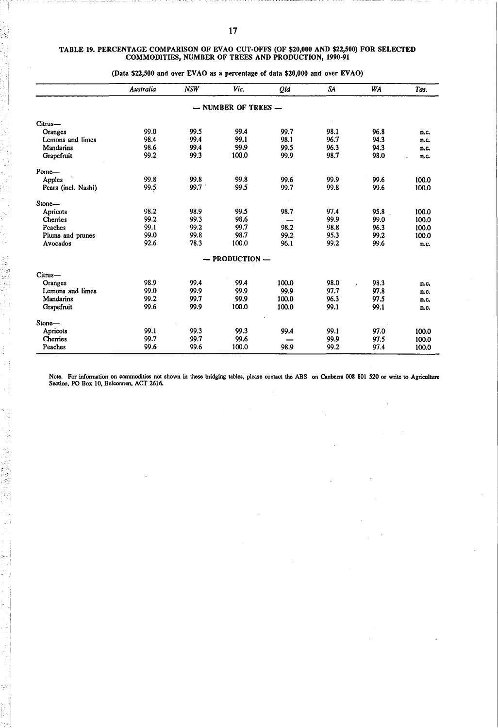## TABLE 19. PERCENTAGE COMPARISON OF EVAO CUT-OFFS (OF $20,000 AND $22,500) FOR SELECTED COMMODITIES, NUMBER OF TREES AND PRODUCTION, 1990-91

(Data $22,500 and over EVAO as a percentage of data $20,000 and over EVAO)

| | *Australia* | *NSW* | *Vic.* | *Qld* | *SA* | *WA* | *Tas.* |
|---|---|---|---|---|---|---|---|
| | | | — NUMBER OF TREES — | | | | |
| Citrus— | | | | | | | |
| Oranges | 99.0 | 99.5 | 99.4 | 99.7 | 98.1 | 96.8 | n.c. |
| Lemons and limes | 98.4 | 99.4 | 99.1 | 98.1 | 96.7 | 94.3 | n.c. |
| Mandarins | 98.6 | 99.4 | 99.9 | 99.5 | 96.3 | 94.3 | n.c. |
| Grapefruit | 99.2 | 99.3 | 100.0 | 99.9 | 98.7 | 98.0 | n.c. |
| Pome— | | | | | | | |
| Apples | 99.8 | 99.8 | 99.8 | 99.6 | 99.9 | 99.6 | 100.0 |
| Pears (incl. Nashi) | 99.5 | 99.7 | 99.5 | 99.7 | 99.8 | 99.6 | 100.0 |
| Stone— | | | | | | | |
| Apricots | 98.2 | 98.9 | 99.5 | 98.7 | 97.4 | 95.8 | 100.0 |
| Cherries | 99.2 | 99.3 | 98.6 | — | 99.9 | 99.0 | 100.0 |
| Peaches | 99.1 | 99.2 | 99.7 | 98.2 | 98.8 | 96.3 | 100.0 |
| Plums and prunes | 99.0 | 99.8 | 98.7 | 99.2 | 95.3 | 99.2 | 100.0 |
| Avocados | 92.6 | 78.3 | 100.0 | 96.1 | 99.2 | 99.6 | n.c. |
| | | | — PRODUCTION — | | | | |
| Citrus— | | | | | | | |
| Oranges | 98.9 | 99.4 | 99.4 | 100.0 | 98.0 | 98.3 | n.c. |
| Lemons and limes | 99.0 | 99.9 | 99.9 | 99.9 | 97.7 | 97.8 | n.c. |
| Mandarins | 99.2 | 99.7 | 99.9 | 100.0 | 96.3 | 97.5 | n.c. |
| Grapefruit | 99.6 | 99.9 | 100.0 | 100.0 | 99.1 | 99.1 | n.c. |
| Stone— | | | | | | | |
| Apricots | 99.1 | 99.3 | 99.3 | 99.4 | 99.1 | 97.0 | 100.0 |
| Cherries | 99.7 | 99.7 | 99.6 | — | 99.9 | 97.5 | 100.0 |
| Peaches | 99.6 | 99.6 | 100.0 | 98.9 | 99.2 | 97.4 | 100.0 |

Note. For information on commodities not shown in these bridging tables, please contact the ABS on Canberra 008 801 520 or write to Agriculture Section, PO Box 10, Belconnen, ACT 2616.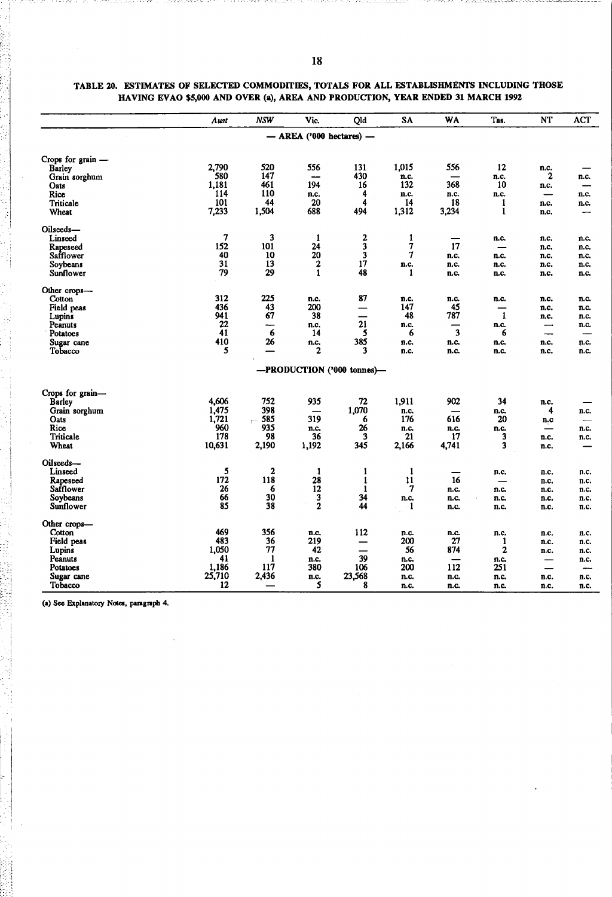## TABLE 20. ESTIMATES OF SELECTED COMMODITIES, TOTALS FOR ALL ESTABLISHMENTS INCLUDING THOSE HAVING EVAO $5,000 AND OVER (a), AREA AND PRODUCTION, YEAR ENDED 31 MARCH 1992

| | Aust | NSW | Vic. | Qld | SA | WA | Tas. | NT | ACT |
|---|---|---|---|---|---|---|---|---|---|
| | | | — AREA ('000 hectares) — | | | | | | |
| Crops for grain — | | | | | | | | | |
| Barley | 2,790 | 520 | 556 | 131 | 1,015 | 556 | 12 | n.c. | — |
| Grain sorghum | 580 | 147 | — | 430 | n.c. | — | n.c. | 2 | n.c. |
| Oats | 1,181 | 461 | 194 | 16 | 132 | 368 | 10 | n.c. | — |
| Rice | 114 | 110 | n.c. | 4 | n.c. | n.c. | n.c. | — | n.c. |
| Triticale | 101 | 44 | 20 | 4 | 14 | 18 | 1 | n.c. | n.c. |
| Wheat | 7,233 | 1,504 | 688 | 494 | 1,312 | 3,234 | 1 | n.c. | — |
| Oilseeds— | | | | | | | | | |
| Linseed | 7 | 3 | 1 | 2 | 1 | — | n.c. | n.c. | n.c. |
| Rapeseed | 152 | 101 | 24 | 3 | 7 | 17 | — | n.c. | n.c. |
| Safflower | 40 | 10 | 20 | 3 | 7 | n.c. | n.c. | n.c. | n.c. |
| Soybeans | 31 | 13 | 2 | 17 | n.c. | n.c. | n.c. | n.c. | n.c. |
| Sunflower | 79 | 29 | 1 | 48 | 1 | n.c. | n.c. | n.c. | n.c. |
| Other crops— | | | | | | | | | |
| Cotton | 312 | 225 | n.c. | 87 | n.c. | n.c. | n.c. | n.c. | n.c. |
| Field peas | 436 | 43 | 200 | — | 147 | 45 | — | n.c. | n.c. |
| Lupins | 941 | 67 | 38 | — | 48 | 787 | 1 | n.c. | n.c. |
| Peanuts | 22 | — | n.c. | 21 | n.c. | — | n.c. | — | n.c. |
| Potatoes | 41 | 6 | 14 | 5 | 6 | 3 | 6 | — | — |
| Sugar cane | 410 | 26 | n.c. | 385 | n.c. | n.c. | n.c. | n.c. | n.c. |
| Tobacco | 5 | — | 2 | 3 | n.c. | n.c. | n.c. | n.c. | n.c. |
| | | | —PRODUCTION ('000 tonnes)— | | | | | | |
| Crops for grain— | | | | | | | | | |
| Barley | 4,606 | 752 | 935 | 72 | 1,911 | 902 | 34 | n.c. | — |
| Grain sorghum | 1,475 | 398 | — | 1,070 | n.c. | — | n.c. | 4 | n.c. |
| Oats | 1,721 | 585 | 319 | 6 | 176 | 616 | 20 | n.c | — |
| Rice | 960 | 935 | n.c. | 26 | n.c. | n.c. | n.c. | — | n.c. |
| Triticale | 178 | 98 | 36 | 3 | 21 | 17 | 3 | n.c. | n.c. |
| Wheat | 10,631 | 2,190 | 1,192 | 345 | 2,166 | 4,741 | 3 | n.c. | — |
| Oilseeds— | | | | | | | | | |
| Linseed | 5 | 2 | 1 | 1 | 1 | — | n.c. | n.c. | n.c. |
| Rapeseed | 172 | 118 | 28 | 1 | 11 | 16 | — | n.c. | n.c. |
| Safflower | 26 | 6 | 12 | 1 | 7 | n.c. | n.c. | n.c. | n.c. |
| Soybeans | 66 | 30 | 3 | 34 | n.c. | n.c. | n.c. | n.c. | n.c. |
| Sunflower | 85 | 38 | 2 | 44 | 1 | n.c. | n.c. | n.c. | n.c. |
| Other crops— | | | | | | | | | |
| Cotton | 469 | 356 | n.c. | 112 | n.c. | n.c. | n.c. | n.c. | n.c. |
| Field peas | 483 | 36 | 219 | — | 200 | 27 | 1 | n.c. | n.c. |
| Lupins | 1,050 | 77 | 42 | — | 56 | 874 | 2 | n.c. | n.c. |
| Peanuts | 41 | 1 | n.c. | 39 | n.c. | — | n.c. | — | n.c. |
| Potatoes | 1,186 | 117 | 380 | 106 | 200 | 112 | 251 | — | — |
| Sugar cane | 25,710 | 2,436 | n.c. | 23,568 | n.c. | n.c. | n.c. | n.c. | n.c. |
| Tobacco | 12 | — | 5 | 8 | n.c. | n.c. | n.c. | n.c. | n.c. |

(a) See Explanatory Notes, paragraph 4.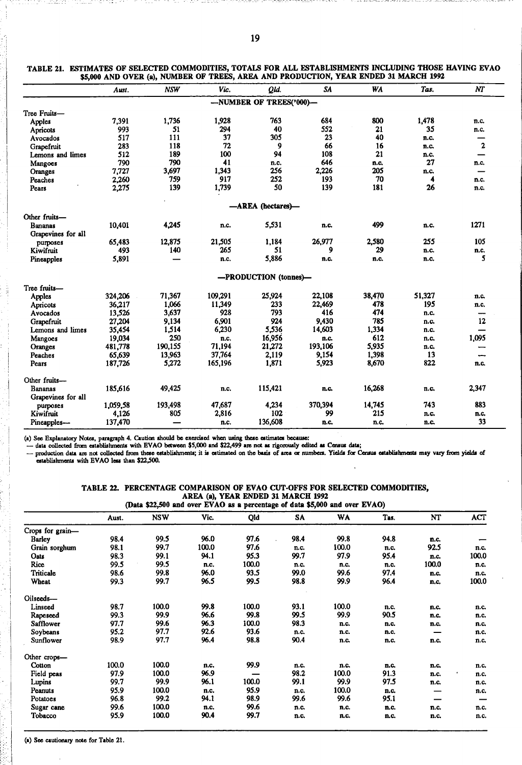**TABLE 21. ESTIMATES OF SELECTED COMMODITIES, TOTALS FOR ALL ESTABLISHMENTS INCLUDING THOSE HAVING EVAO $5,000 AND OVER (a), NUMBER OF TREES, AREA AND PRODUCTION, YEAR ENDED 31 MARCH 1992**

| | Aust. | NSW | Vic. | Qld. | SA | WA | Tas. | NT |
|---|---|---|---|---|---|---|---|---|
| | | | | —NUMBER OF TREES('000)— | | | | |
| Tree Fruits— | | | | | | | | |
| Apples | 7,391 | 1,736 | 1,928 | 763 | 684 | 800 | 1,478 | n.c. |
| Apricots | 993 | 51 | 294 | 40 | 552 | 21 | 35 | n.c. |
| Avocados | 517 | 111 | 37 | 305 | 23 | 40 | n.c. | — |
| Grapefruit | 283 | 118 | 72 | 9 | 66 | 16 | n.c. | 2 |
| Lemons and limes | 512 | 189 | 100 | 94 | 108 | 21 | n.c. | — |
| Mangoes | 790 | 790 | 41 | n.c. | 646 | n.c. | 27 | n.c. |
| Oranges | 7,727 | 3,697 | 1,343 | 256 | 2,226 | 205 | n.c. | — |
| Peaches | 2,260 | 759 | 917 | 252 | 193 | 70 | 4 | n.c. |
| Pears | 2,275 | 139 | 1,739 | 50 | 139 | 181 | 26 | n.c. |
| | | | | —AREA (hectares)— | | | | |
| Other fruits— | | | | | | | | |
| Bananas | 10,401 | 4,245 | n.c. | 5,531 | n.c. | 499 | n.c. | 1271 |
| Grapevines for all purposes | 65,483 | 12,875 | 21,505 | 1,184 | 26,977 | 2,580 | 255 | 105 |
| Kiwifruit | 493 | 140 | 265 | 51 | 9 | 29 | n.c. | n.c. |
| Pineapples | 5,891 | — | n.c. | 5,886 | n.c. | n.c. | n.c. | 5 |
| | | | | —PRODUCTION (tonnes)— | | | | |
| Tree fruits— | | | | | | | | |
| Apples | 324,206 | 71,367 | 109,291 | 25,924 | 22,108 | 38,470 | 51,327 | n.c. |
| Apricots | 36,217 | 1,066 | 11,349 | 233 | 22,469 | 478 | 195 | n.c. |
| Avocados | 13,526 | 3,637 | 928 | 793 | 416 | 474 | n.c. | — |
| Grapefruit | 27,204 | 9,134 | 6,901 | 924 | 9,430 | 785 | n.c. | 12 |
| Lemons and limes | 35,454 | 1,514 | 6,230 | 5,536 | 14,603 | 1,334 | n.c. | — |
| Mangoes | 19,034 | 250 | n.c. | 16,956 | n.c. | 612 | n.c. | 1,095 |
| Oranges | 481,778 | 190,155 | 71,194 | 21,272 | 193,106 | 5,935 | n.c. | — |
| Peaches | 65,639 | 13,963 | 37,764 | 2,119 | 9,154 | 1,398 | 13 | — |
| Pears | 187,726 | 5,272 | 165,196 | 1,871 | 5,923 | 8,670 | 822 | n.c. |
| Other fruits— | | | | | | | | |
| Bananas | 185,616 | 49,425 | n.c. | 115,421 | n.c. | 16,268 | n.c. | 2,347 |
| Grapevines for all purposes | 1,059,58 | 193,498 | 47,687 | 4,234 | 370,394 | 14,745 | 743 | 883 |
| Kiwifruit | 4,126 | 805 | 2,816 | 102 | 99 | 215 | n.c. | n.c. |
| Pineapples— | 137,470 | — | n.c. | 136,608 | n.c. | n.c. | n.c. | 33 |

(a) See Explanatory Notes, paragraph 4. Caution should be exercised when using these estimates because:
— data collected from establishments with EVAO between $5,000 and $22,499 are not as rigorously edited as Census data;
— production data are not collected from these establishments; it is estimated on the basis of area or numbers. Yields for Census establishments may vary from yields of establishments with EVAO less than $22,500.

**TABLE 22. PERCENTAGE COMPARISON OF EVAO CUT-OFFS FOR SELECTED COMMODITIES, AREA (a), YEAR ENDED 31 MARCH 1992**
**(Data $22,500 and over EVAO as a percentage of data $5,000 and over EVAO)**

| | Aust. | NSW | Vic. | Qld | SA | WA | Tas. | NT | ACT |
|---|---|---|---|---|---|---|---|---|---|
| Crops for grain— | | | | | | | | | |
| Barley | 98.4 | 99.5 | 96.0 | 97.6 | 98.4 | 99.8 | 94.8 | n.c. | — |
| Grain sorghum | 98.1 | 99.7 | 100.0 | 97.6 | n.c. | 100.0 | n.c. | 92.5 | n.c. |
| Oats | 98.3 | 99.1 | 94.1 | 95.3 | 99.7 | 97.9 | 95.4 | n.c. | 100.0 |
| Rice | 99.5 | 99.5 | n.c. | 100.0 | n.c. | n.c. | n.c. | 100.0 | n.c. |
| Triticale | 98.6 | 99.8 | 96.0 | 93.5 | 99.0 | 99.6 | 97.4 | n.c. | n.c. |
| Wheat | 99.3 | 99.7 | 96.5 | 99.5 | 98.8 | 99.9 | 96.4 | n.c. | 100.0 |
| Oilseeds— | | | | | | | | | |
| Linseed | 98.7 | 100.0 | 99.8 | 100.0 | 93.1 | 100.0 | n.c. | n.c. | n.c. |
| Rapeseed | 99.3 | 99.9 | 96.6 | 99.8 | 99.5 | 99.9 | 90.5 | n.c. | n.c. |
| Safflower | 97.7 | 99.6 | 96.3 | 100.0 | 98.3 | n.c. | n.c. | n.c. | n.c. |
| Soybeans | 95.2 | 97.7 | 92.6 | 93.6 | n.c. | n.c. | n.c. | — | n.c. |
| Sunflower | 98.9 | 97.7 | 96.4 | 98.8 | 90.4 | n.c. | n.c. | n.c. | n.c. |
| Other crops— | | | | | | | | | |
| Cotton | 100.0 | 100.0 | n.c. | 99.9 | n.c. | n.c. | n.c. | n.c. | n.c. |
| Field peas | 97.9 | 100.0 | 96.9 | — | 98.2 | 100.0 | 91.3 | n.c. | n.c. |
| Lupins | 99.7 | 99.9 | 96.1 | 100.0 | 99.1 | 99.9 | 97.5 | n.c. | n.c. |
| Peanuts | 95.9 | 100.0 | n.c. | 95.9 | n.c. | 100.0 | n.c. | — | n.c. |
| Potatoes | 96.8 | 99.2 | 94.1 | 98.9 | 99.6 | 99.6 | 95.1 | — | — |
| Sugar cane | 99.6 | 100.0 | n.c. | 99.6 | n.c. | n.c. | n.c. | n.c. | n.c. |
| Tobacco | 95.9 | 100.0 | 90.4 | 99.7 | n.c. | n.c. | n.c. | n.c. | n.c. |

(a) See cautionary note for Table 21.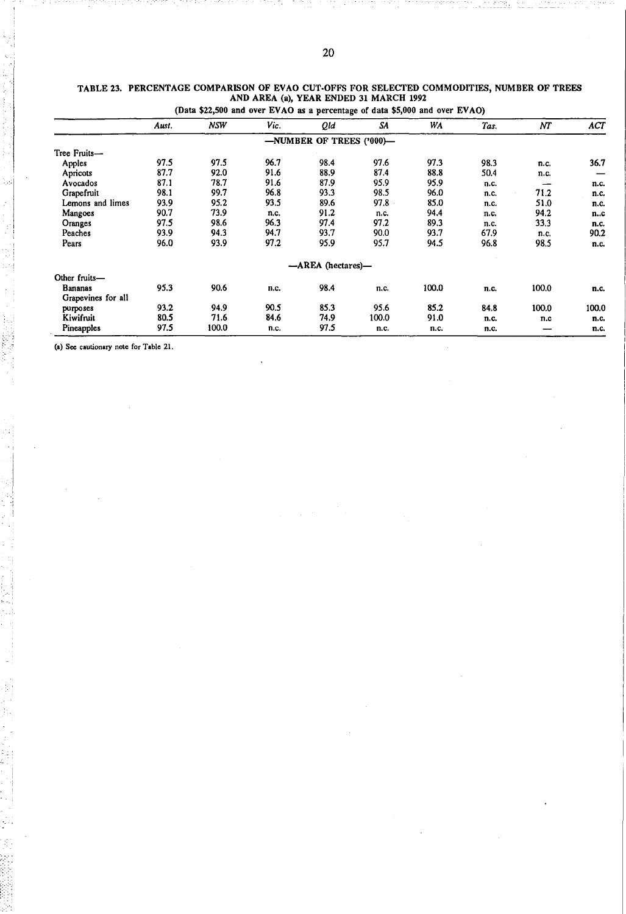### TABLE 23. PERCENTAGE COMPARISON OF EVAO CUT-OFFS FOR SELECTED COMMODITIES, NUMBER OF TREES AND AREA (a), YEAR ENDED 31 MARCH 1992

(Data $22,500 and over EVAO as a percentage of data $5,000 and over EVAO)

| | *Aust.* | *NSW* | *Vic.* | *Qld* | *SA* | *WA* | *Tas.* | *NT* | *ACT* |
|---|---|---|---|---|---|---|---|---|---|
| | | | | —NUMBER OF TREES ('000)— | | | | | |
| Tree Fruits— | | | | | | | | | |
| Apples | 97.5 | 97.5 | 96.7 | 98.4 | 97.6 | 97.3 | 98.3 | n.c. | 36.7 |
| Apricots | 87.7 | 92.0 | 91.6 | 88.9 | 87.4 | 88.8 | 50.4 | n.c. | — |
| Avocados | 87.1 | 78.7 | 91.6 | 87.9 | 95.9 | 95.9 | n.c. | — | n.c. |
| Grapefruit | 98.1 | 99.7 | 96.8 | 93.3 | 98.5 | 96.0 | n.c. | 71.2 | n.c. |
| Lemons and limes | 93.9 | 95.2 | 93.5 | 89.6 | 97.8 | 85.0 | n.c. | 51.0 | n.c. |
| Mangoes | 90.7 | 73.9 | n.c. | 91.2 | n.c. | 94.4 | n.c. | 94.2 | n..c |
| Oranges | 97.5 | 98.6 | 96.3 | 97.4 | 97.2 | 89.3 | n.c. | 33.3 | n.c. |
| Peaches | 93.9 | 94.3 | 94.7 | 93.7 | 90.0 | 93.7 | 67.9 | n.c. | 90.2 |
| Pears | 96.0 | 93.9 | 97.2 | 95.9 | 95.7 | 94.5 | 96.8 | 98.5 | n.c. |
| | | | | —AREA (hectares)— | | | | | |
| Other fruits— | | | | | | | | | |
| Bananas | 95.3 | 90.6 | n.c. | 98.4 | n.c. | 100.0 | n.c. | 100.0 | n.c. |
| Grapevines for all purposes | 93.2 | 94.9 | 90.5 | 85.3 | 95.6 | 85.2 | 84.8 | 100.0 | 100.0 |
| Kiwifruit | 80.5 | 71.6 | 84.6 | 74.9 | 100.0 | 91.0 | n.c. | n.c | n.c. |
| Pineapples | 97.5 | 100.0 | n.c. | 97.5 | n.c. | n.c. | n.c. | — | n.c. |

(a) See cautionary note for Table 21.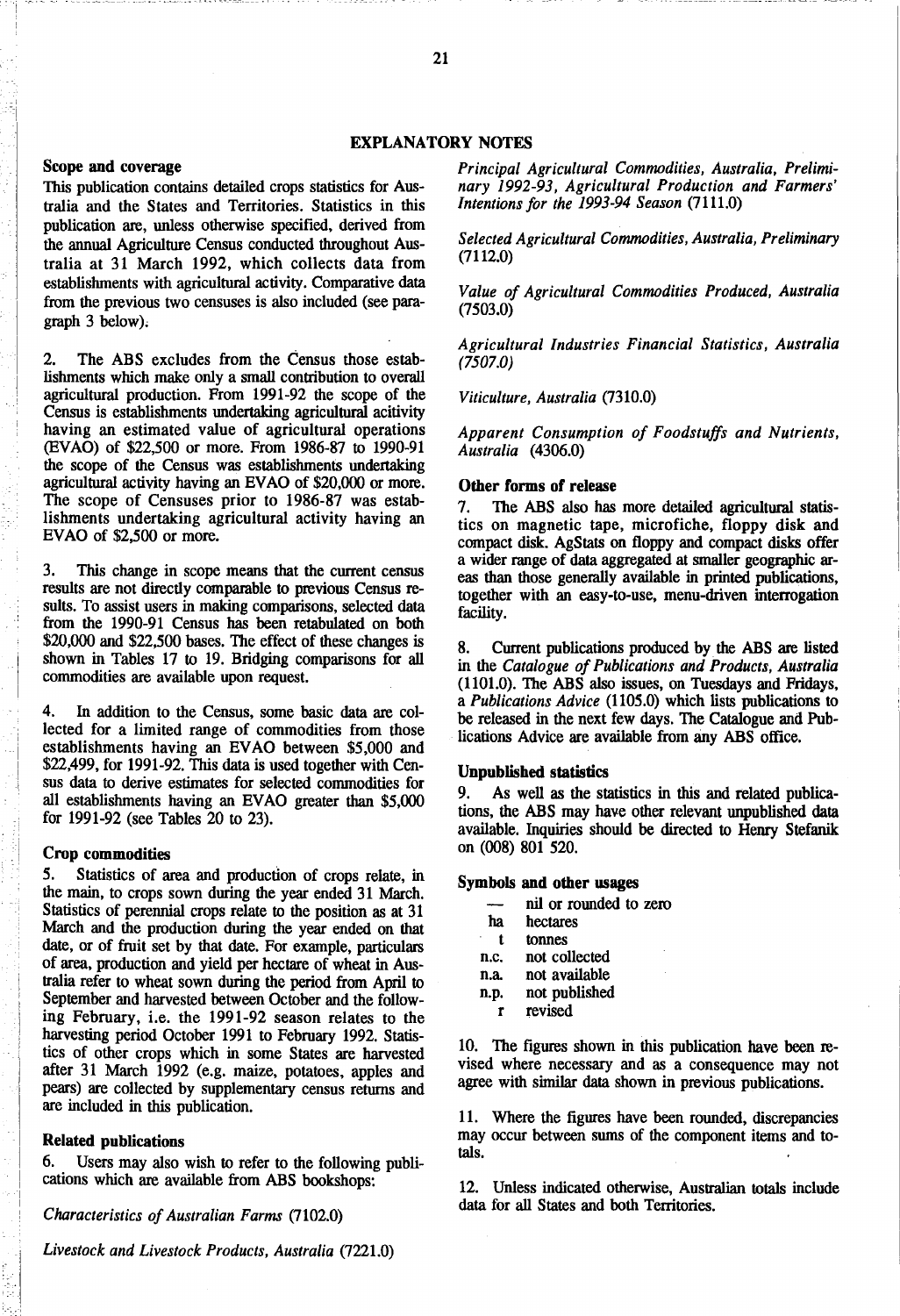# EXPLANATORY NOTES

## Scope and coverage

This publication contains detailed crops statistics for Australia and the States and Territories. Statistics in this publication are, unless otherwise specified, derived from the annual Agriculture Census conducted throughout Australia at 31 March 1992, which collects data from establishments with agricultural activity. Comparative data from the previous two censuses is also included (see paragraph 3 below).

2. The ABS excludes from the Census those establishments which make only a small contribution to overall agricultural production. From 1991-92 the scope of the Census is establishments undertaking agricultural acitivity having an estimated value of agricultural operations (EVAO) of $22,500 or more. From 1986-87 to 1990-91 the scope of the Census was establishments undertaking agricultural activity having an EVAO of $20,000 or more. The scope of Censuses prior to 1986-87 was establishments undertaking agricultural activity having an EVAO of $2,500 or more.

3. This change in scope means that the current census results are not directly comparable to previous Census results. To assist users in making comparisons, selected data from the 1990-91 Census has been retabulated on both $20,000 and $22,500 bases. The effect of these changes is shown in Tables 17 to 19. Bridging comparisons for all commodities are available upon request.

4. In addition to the Census, some basic data are collected for a limited range of commodities from those establishments having an EVAO between $5,000 and $22,499, for 1991-92. This data is used together with Census data to derive estimates for selected commodities for all establishments having an EVAO greater than $5,000 for 1991-92 (see Tables 20 to 23).

## Crop commodities

5. Statistics of area and production of crops relate, in the main, to crops sown during the year ended 31 March. Statistics of perennial crops relate to the position as at 31 March and the production during the year ended on that date, or of fruit set by that date. For example, particulars of area, production and yield per hectare of wheat in Australia refer to wheat sown during the period from April to September and harvested between October and the following February, i.e. the 1991-92 season relates to the harvesting period October 1991 to February 1992. Statistics of other crops which in some States are harvested after 31 March 1992 (e.g. maize, potatoes, apples and pears) are collected by supplementary census returns and are included in this publication.

## Related publications

6. Users may also wish to refer to the following publications which are available from ABS bookshops:

*Characteristics of Australian Farms* (7102.0)

*Livestock and Livestock Products, Australia* (7221.0)

*Principal Agricultural Commodities, Australia, Preliminary 1992-93, Agricultural Production and Farmers' Intentions for the 1993-94 Season* (7111.0)

*Selected Agricultural Commodities, Australia, Preliminary* (7112.0)

*Value of Agricultural Commodities Produced, Australia* (7503.0)

*Agricultural Industries Financial Statistics, Australia (7507.0)*

*Viticulture, Australia* (7310.0)

*Apparent Consumption of Foodstuffs and Nutrients, Australia* (4306.0)

## Other forms of release

7. The ABS also has more detailed agricultural statistics on magnetic tape, microfiche, floppy disk and compact disk. AgStats on floppy and compact disks offer a wider range of data aggregated at smaller geographic areas than those generally available in printed publications, together with an easy-to-use, menu-driven interrogation facility.

8. Current publications produced by the ABS are listed in the *Catalogue of Publications and Products, Australia* (1101.0). The ABS also issues, on Tuesdays and Fridays, a *Publications Advice* (1105.0) which lists publications to be released in the next few days. The Catalogue and Publications Advice are available from any ABS office.

## Unpublished statistics

9. As well as the statistics in this and related publications, the ABS may have other relevant unpublished data available. Inquiries should be directed to Henry Stefanik on (008) 801 520.

## Symbols and other usages

- — nil or rounded to zero
- ha hectares
- t tonnes
- n.c. not collected
- n.a. not available
- n.p. not published
- r revised

10. The figures shown in this publication have been revised where necessary and as a consequence may not agree with similar data shown in previous publications.

11. Where the figures have been rounded, discrepancies may occur between sums of the component items and totals.

12. Unless indicated otherwise, Australian totals include data for all States and both Territories.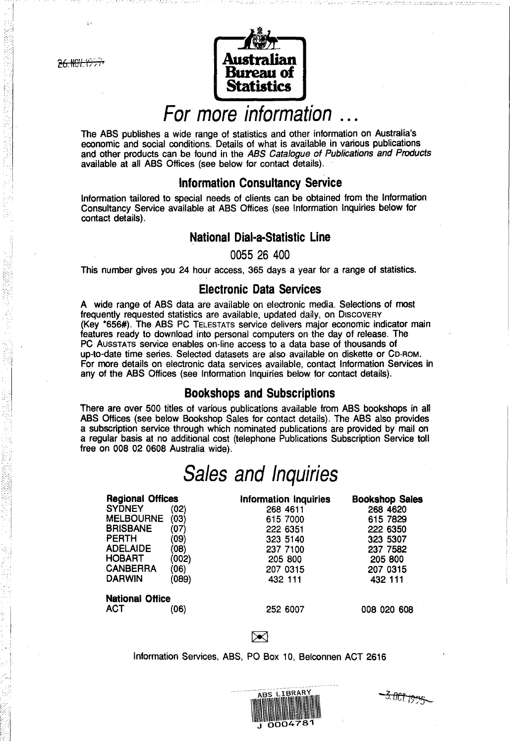**Australian Bureau of Statistics**

# For more information ...

The ABS publishes a wide range of statistics and other information on Australia's economic and social conditions. Details of what is available in various publications and other products can be found in the *ABS Catalogue of Publications and Products* available at all ABS Offices (see below for contact details).

## Information Consultancy Service

Information tailored to special needs of clients can be obtained from the Information Consultancy Service available at ABS Offices (see Information Inquiries below for contact details).

## National Dial-a-Statistic Line

0055 26 400

This number gives you 24 hour access, 365 days a year for a range of statistics.

## Electronic Data Services

A wide range of ABS data are available on electronic media. Selections of most frequently requested statistics are available, updated daily, on DISCOVERY (Key *656#). The ABS PC TELESTATS service delivers major economic indicator main features ready to download into personal computers on the day of release. The PC AUSSTATS service enables on-line access to a data base of thousands of up-to-date time series. Selected datasets are also available on diskette or CD-ROM. For more details on electronic data services available, contact Information Services in any of the ABS Offices (see Information Inquiries below for contact details).

## Bookshops and Subscriptions

There are over 500 titles of various publications available from ABS bookshops in all ABS Offices (see below Bookshop Sales for contact details). The ABS also provides a subscription service through which nominated publications are provided by mail on a regular basis at no additional cost (telephone Publications Subscription Service toll free on 008 02 0608 Australia wide).

# Sales and Inquiries

| Regional Offices | | Information Inquiries | Bookshop Sales |
|---|---|---|---|
| SYDNEY | (02) | 268 4611 | 268 4620 |
| MELBOURNE | (03) | 615 7000 | 615 7829 |
| BRISBANE | (07) | 222 6351 | 222 6350 |
| PERTH | (09) | 323 5140 | 323 5307 |
| ADELAIDE | (08) | 237 7100 | 237 7582 |
| HOBART | (002) | 205 800 | 205 800 |
| CANBERRA | (06) | 207 0315 | 207 0315 |
| DARWIN | (089) | 432 111 | 432 111 |
| **National Office** | | | |
| ACT | (06) | 252 6007 | 008 020 608 |

Information Services, ABS, PO Box 10, Belconnen ACT 2616